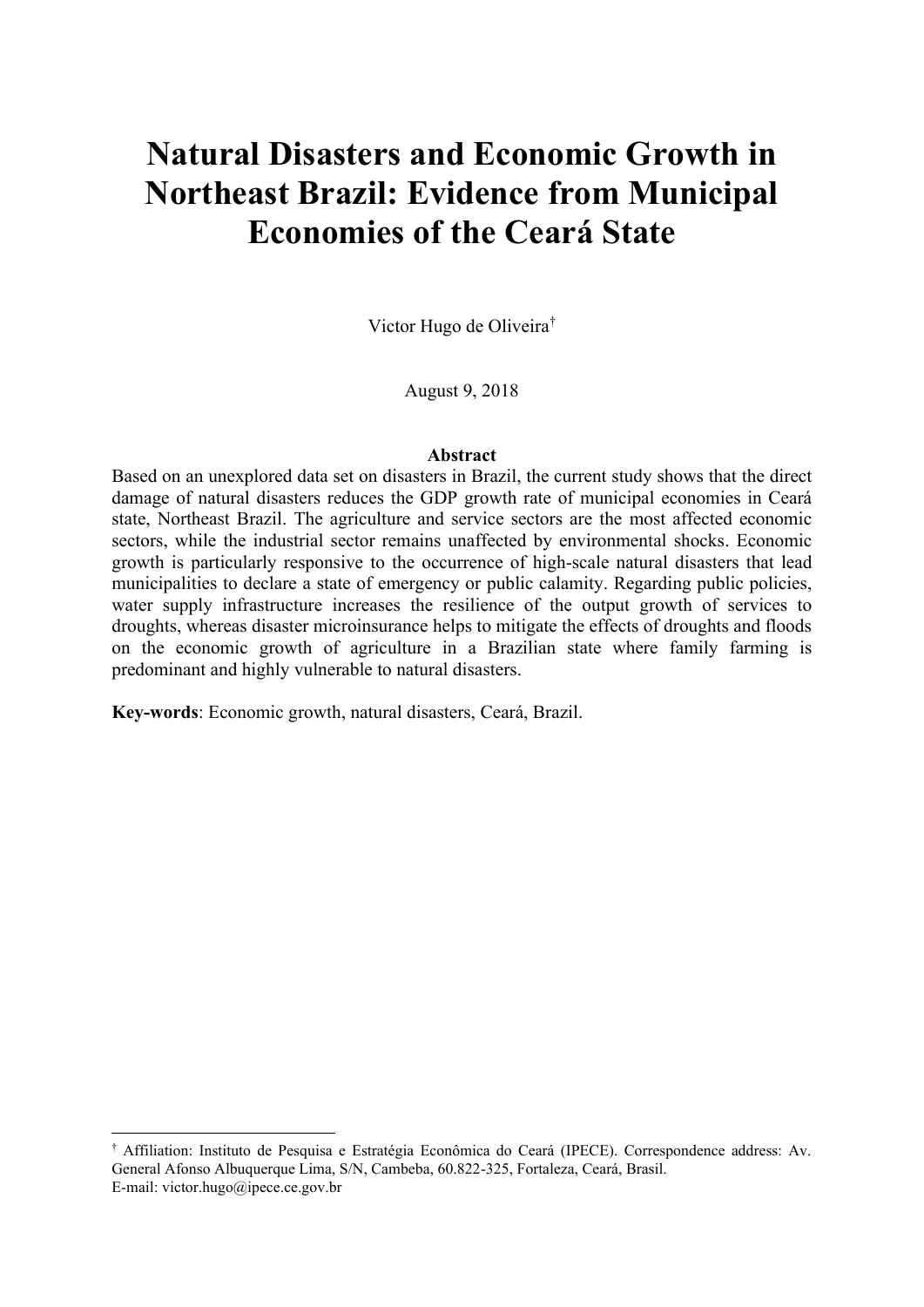# Natural Disasters and Economic Growth in Northeast Brazil: Evidence from Municipal Economies of the Ceará State

Victor Hugo de Oliveira[†]

August 9, 2018

## Abstract

Based on an unexplored data set on disasters in Brazil, the current study shows that the direct damage of natural disasters reduces the GDP growth rate of municipal economies in Ceará state, Northeast Brazil. The agriculture and service sectors are the most affected economic sectors, while the industrial sector remains unaffected by environmental shocks. Economic growth is particularly responsive to the occurrence of high-scale natural disasters that lead municipalities to declare a state of emergency or public calamity. Regarding public policies, water supply infrastructure increases the resilience of the output growth of services to droughts, whereas disaster microinsurance helps to mitigate the effects of droughts and floods on the economic growth of agriculture in a Brazilian state where family farming is predominant and highly vulnerable to natural disasters.

**Key-words**: Economic growth, natural disasters, Ceará, Brazil.

---

[†] Affiliation: Instituto de Pesquisa e Estratégia Econômica do Ceará (IPECE). Correspondence address: Av. General Afonso Albuquerque Lima, S/N, Cambeba, 60.822-325, Fortaleza, Ceará, Brasil.
E-mail: victor.hugo@ipece.ce.gov.br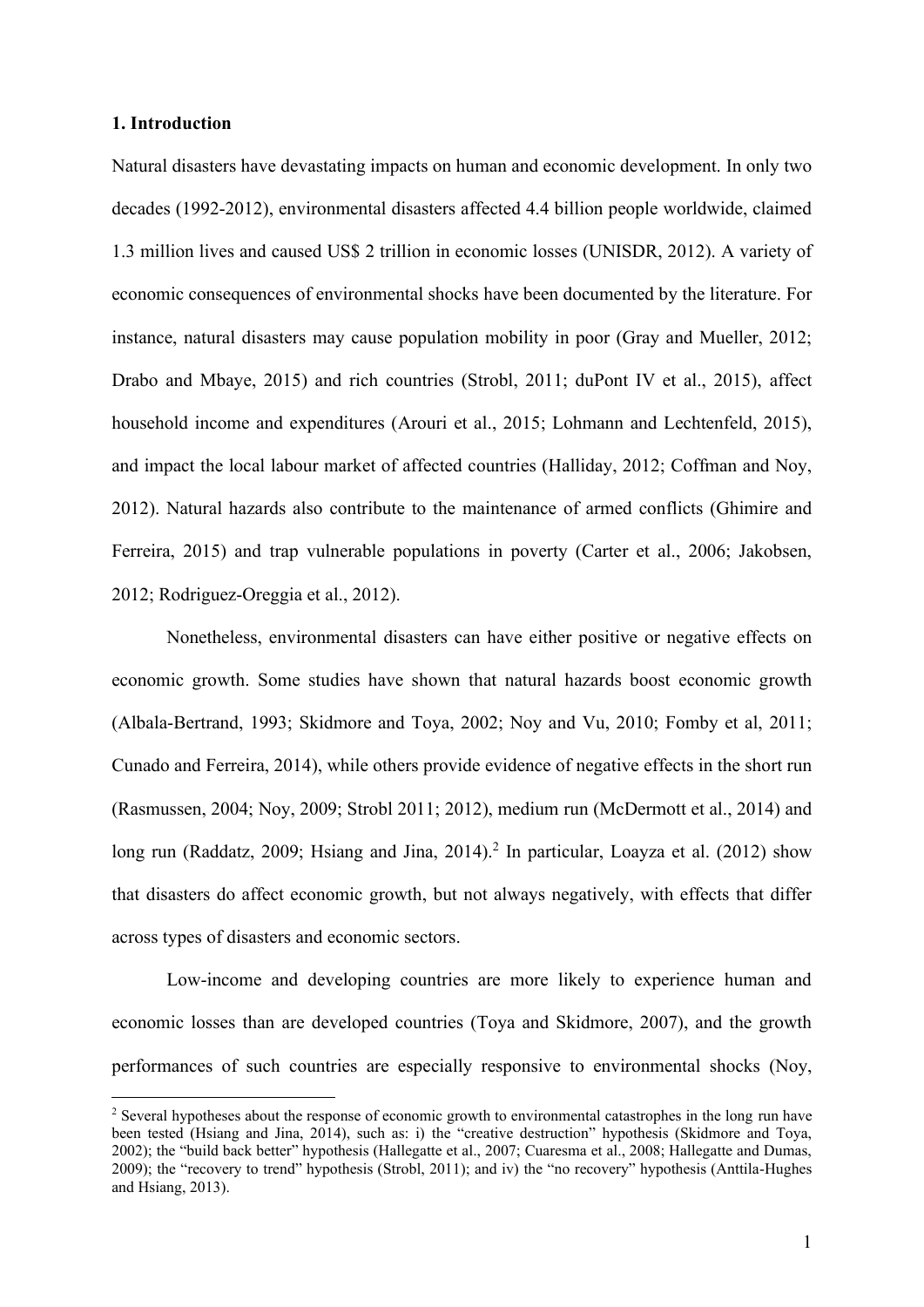## 1. Introduction

Natural disasters have devastating impacts on human and economic development. In only two decades (1992-2012), environmental disasters affected 4.4 billion people worldwide, claimed 1.3 million lives and caused US$ 2 trillion in economic losses (UNISDR, 2012). A variety of economic consequences of environmental shocks have been documented by the literature. For instance, natural disasters may cause population mobility in poor (Gray and Mueller, 2012; Drabo and Mbaye, 2015) and rich countries (Strobl, 2011; duPont IV et al., 2015), affect household income and expenditures (Arouri et al., 2015; Lohmann and Lechtenfeld, 2015), and impact the local labour market of affected countries (Halliday, 2012; Coffman and Noy, 2012). Natural hazards also contribute to the maintenance of armed conflicts (Ghimire and Ferreira, 2015) and trap vulnerable populations in poverty (Carter et al., 2006; Jakobsen, 2012; Rodriguez-Oreggia et al., 2012).

Nonetheless, environmental disasters can have either positive or negative effects on economic growth. Some studies have shown that natural hazards boost economic growth (Albala-Bertrand, 1993; Skidmore and Toya, 2002; Noy and Vu, 2010; Fomby et al, 2011; Cunado and Ferreira, 2014), while others provide evidence of negative effects in the short run (Rasmussen, 2004; Noy, 2009; Strobl 2011; 2012), medium run (McDermott et al., 2014) and long run (Raddatz, 2009; Hsiang and Jina, 2014).[2] In particular, Loayza et al. (2012) show that disasters do affect economic growth, but not always negatively, with effects that differ across types of disasters and economic sectors.

Low-income and developing countries are more likely to experience human and economic losses than are developed countries (Toya and Skidmore, 2007), and the growth performances of such countries are especially responsive to environmental shocks (Noy,

[2] Several hypotheses about the response of economic growth to environmental catastrophes in the long run have been tested (Hsiang and Jina, 2014), such as: i) the "creative destruction" hypothesis (Skidmore and Toya, 2002); the "build back better" hypothesis (Hallegatte et al., 2007; Cuaresma et al., 2008; Hallegatte and Dumas, 2009); the "recovery to trend" hypothesis (Strobl, 2011); and iv) the "no recovery" hypothesis (Anttila-Hughes and Hsiang, 2013).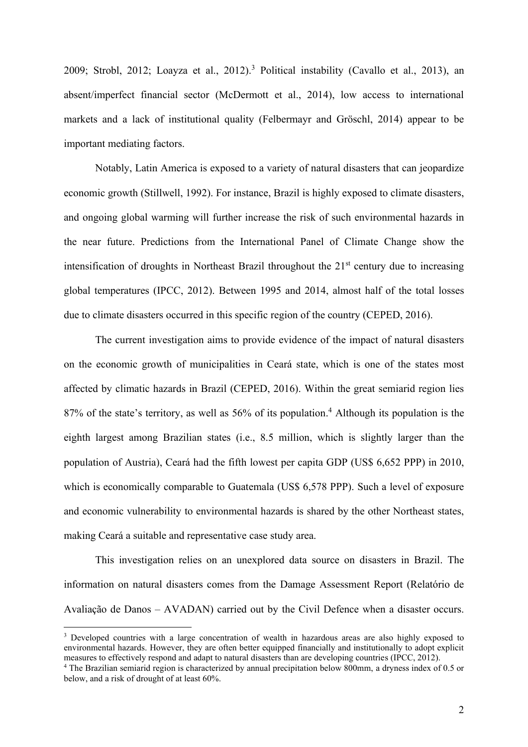2009; Strobl, 2012; Loayza et al., 2012).[3] Political instability (Cavallo et al., 2013), an absent/imperfect financial sector (McDermott et al., 2014), low access to international markets and a lack of institutional quality (Felbermayr and Gröschl, 2014) appear to be important mediating factors.

Notably, Latin America is exposed to a variety of natural disasters that can jeopardize economic growth (Stillwell, 1992). For instance, Brazil is highly exposed to climate disasters, and ongoing global warming will further increase the risk of such environmental hazards in the near future. Predictions from the International Panel of Climate Change show the intensification of droughts in Northeast Brazil throughout the 21st century due to increasing global temperatures (IPCC, 2012). Between 1995 and 2014, almost half of the total losses due to climate disasters occurred in this specific region of the country (CEPED, 2016).

The current investigation aims to provide evidence of the impact of natural disasters on the economic growth of municipalities in Ceará state, which is one of the states most affected by climatic hazards in Brazil (CEPED, 2016). Within the great semiarid region lies 87% of the state's territory, as well as 56% of its population.[4] Although its population is the eighth largest among Brazilian states (i.e., 8.5 million, which is slightly larger than the population of Austria), Ceará had the fifth lowest per capita GDP (US$ 6,652 PPP) in 2010, which is economically comparable to Guatemala (US$ 6,578 PPP). Such a level of exposure and economic vulnerability to environmental hazards is shared by the other Northeast states, making Ceará a suitable and representative case study area.

This investigation relies on an unexplored data source on disasters in Brazil. The information on natural disasters comes from the Damage Assessment Report (Relatório de Avaliação de Danos – AVADAN) carried out by the Civil Defence when a disaster occurs.

[3] Developed countries with a large concentration of wealth in hazardous areas are also highly exposed to environmental hazards. However, they are often better equipped financially and institutionally to adopt explicit measures to effectively respond and adapt to natural disasters than are developing countries (IPCC, 2012).

[4] The Brazilian semiarid region is characterized by annual precipitation below 800mm, a dryness index of 0.5 or below, and a risk of drought of at least 60%.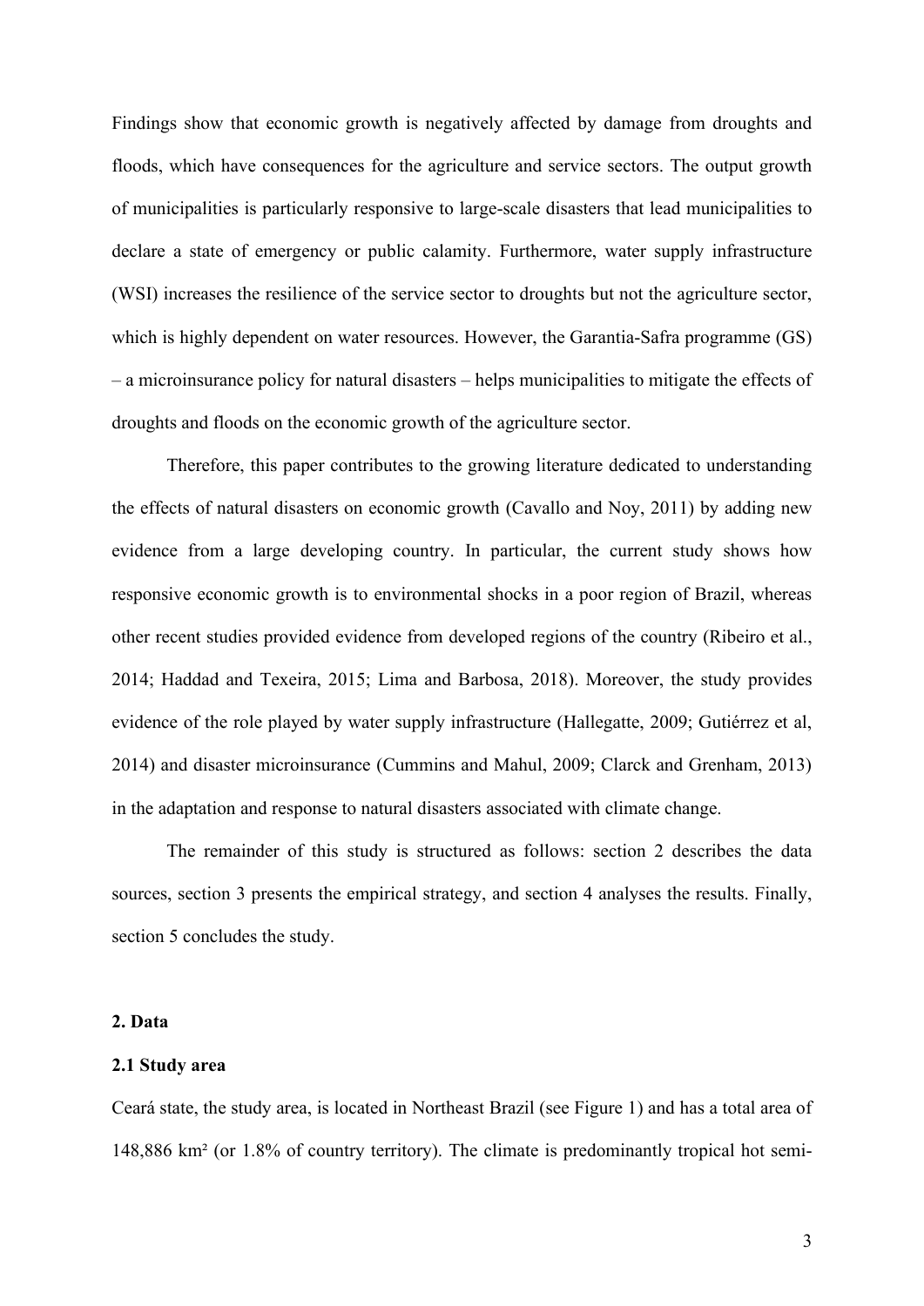Findings show that economic growth is negatively affected by damage from droughts and floods, which have consequences for the agriculture and service sectors. The output growth of municipalities is particularly responsive to large-scale disasters that lead municipalities to declare a state of emergency or public calamity. Furthermore, water supply infrastructure (WSI) increases the resilience of the service sector to droughts but not the agriculture sector, which is highly dependent on water resources. However, the Garantia-Safra programme (GS) – a microinsurance policy for natural disasters – helps municipalities to mitigate the effects of droughts and floods on the economic growth of the agriculture sector.

Therefore, this paper contributes to the growing literature dedicated to understanding the effects of natural disasters on economic growth (Cavallo and Noy, 2011) by adding new evidence from a large developing country. In particular, the current study shows how responsive economic growth is to environmental shocks in a poor region of Brazil, whereas other recent studies provided evidence from developed regions of the country (Ribeiro et al., 2014; Haddad and Texeira, 2015; Lima and Barbosa, 2018). Moreover, the study provides evidence of the role played by water supply infrastructure (Hallegatte, 2009; Gutiérrez et al, 2014) and disaster microinsurance (Cummins and Mahul, 2009; Clarck and Grenham, 2013) in the adaptation and response to natural disasters associated with climate change.

The remainder of this study is structured as follows: section 2 describes the data sources, section 3 presents the empirical strategy, and section 4 analyses the results. Finally, section 5 concludes the study.

## 2. Data

### 2.1 Study area

Ceará state, the study area, is located in Northeast Brazil (see Figure 1) and has a total area of 148,886 km² (or 1.8% of country territory). The climate is predominantly tropical hot semi-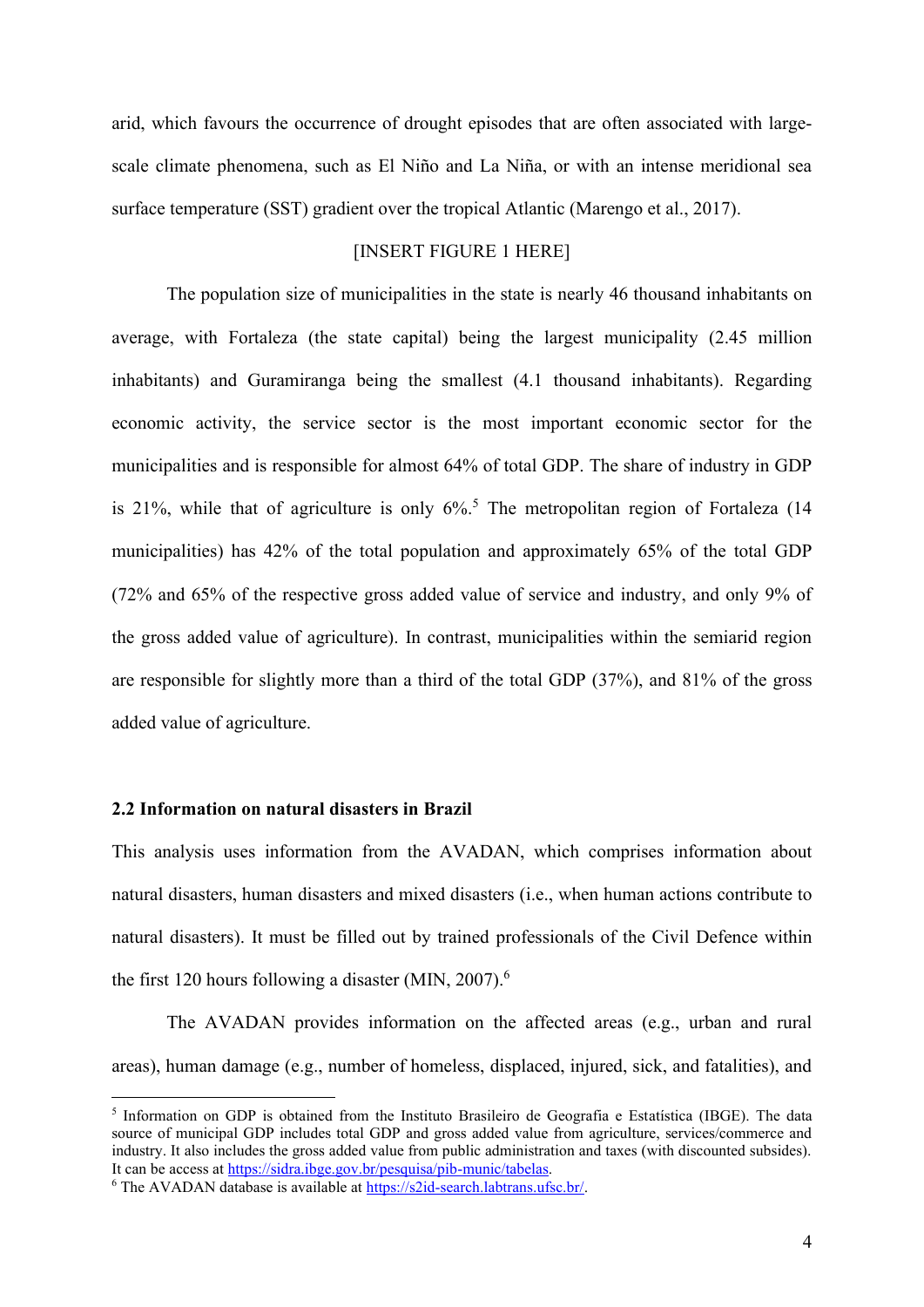arid, which favours the occurrence of drought episodes that are often associated with large-scale climate phenomena, such as El Niño and La Niña, or with an intense meridional sea surface temperature (SST) gradient over the tropical Atlantic (Marengo et al., 2017).

[INSERT FIGURE 1 HERE]

The population size of municipalities in the state is nearly 46 thousand inhabitants on average, with Fortaleza (the state capital) being the largest municipality (2.45 million inhabitants) and Guramiranga being the smallest (4.1 thousand inhabitants). Regarding economic activity, the service sector is the most important economic sector for the municipalities and is responsible for almost 64% of total GDP. The share of industry in GDP is 21%, while that of agriculture is only 6%.[5] The metropolitan region of Fortaleza (14 municipalities) has 42% of the total population and approximately 65% of the total GDP (72% and 65% of the respective gross added value of service and industry, and only 9% of the gross added value of agriculture). In contrast, municipalities within the semiarid region are responsible for slightly more than a third of the total GDP (37%), and 81% of the gross added value of agriculture.

### 2.2 Information on natural disasters in Brazil

This analysis uses information from the AVADAN, which comprises information about natural disasters, human disasters and mixed disasters (i.e., when human actions contribute to natural disasters). It must be filled out by trained professionals of the Civil Defence within the first 120 hours following a disaster (MIN, 2007).[6]

The AVADAN provides information on the affected areas (e.g., urban and rural areas), human damage (e.g., number of homeless, displaced, injured, sick, and fatalities), and

---

[5] Information on GDP is obtained from the Instituto Brasileiro de Geografia e Estatística (IBGE). The data source of municipal GDP includes total GDP and gross added value from agriculture, services/commerce and industry. It also includes the gross added value from public administration and taxes (with discounted subsides). It can be access at https://sidra.ibge.gov.br/pesquisa/pib-munic/tabelas.

[6] The AVADAN database is available at https://s2id-search.labtrans.ufsc.br/.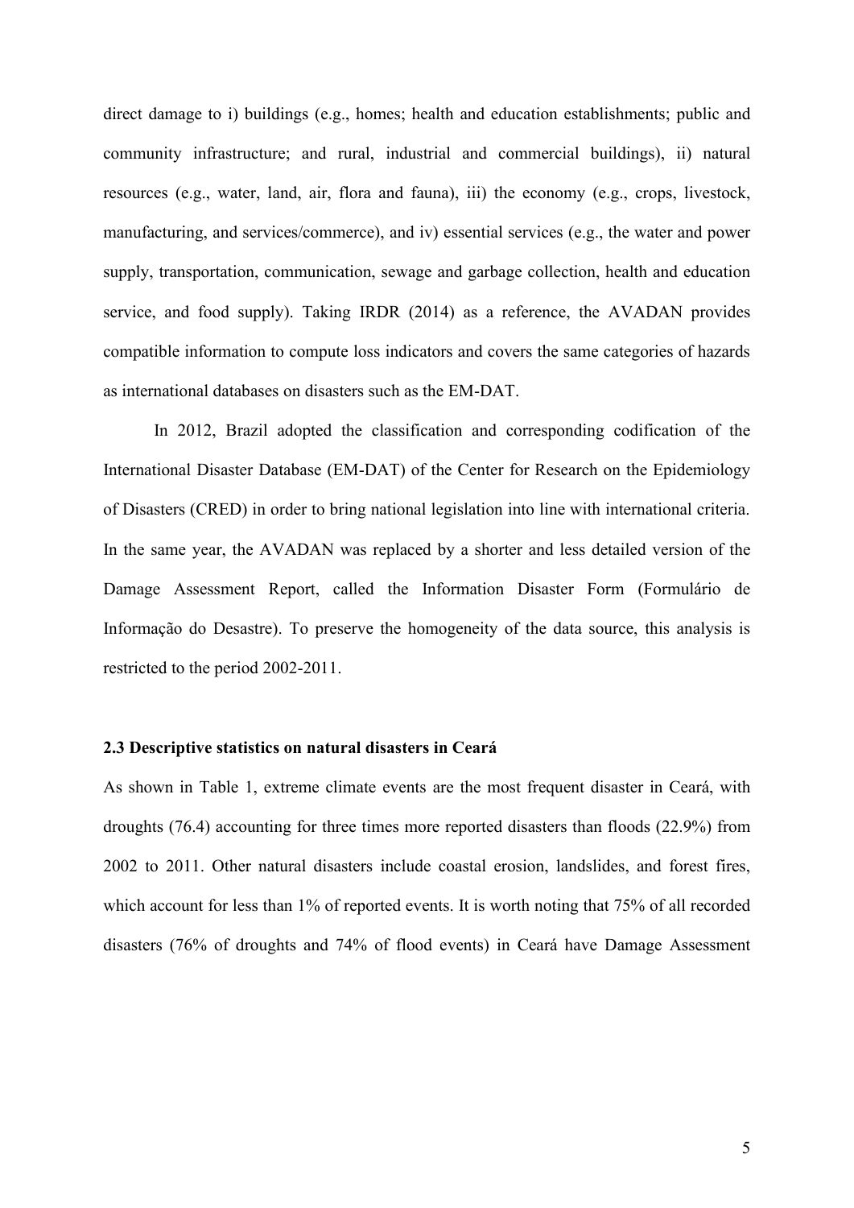direct damage to i) buildings (e.g., homes; health and education establishments; public and community infrastructure; and rural, industrial and commercial buildings), ii) natural resources (e.g., water, land, air, flora and fauna), iii) the economy (e.g., crops, livestock, manufacturing, and services/commerce), and iv) essential services (e.g., the water and power supply, transportation, communication, sewage and garbage collection, health and education service, and food supply). Taking IRDR (2014) as a reference, the AVADAN provides compatible information to compute loss indicators and covers the same categories of hazards as international databases on disasters such as the EM-DAT.

In 2012, Brazil adopted the classification and corresponding codification of the International Disaster Database (EM-DAT) of the Center for Research on the Epidemiology of Disasters (CRED) in order to bring national legislation into line with international criteria. In the same year, the AVADAN was replaced by a shorter and less detailed version of the Damage Assessment Report, called the Information Disaster Form (Formulário de Informação do Desastre). To preserve the homogeneity of the data source, this analysis is restricted to the period 2002-2011.

### 2.3 Descriptive statistics on natural disasters in Ceará

As shown in Table 1, extreme climate events are the most frequent disaster in Ceará, with droughts (76.4) accounting for three times more reported disasters than floods (22.9%) from 2002 to 2011. Other natural disasters include coastal erosion, landslides, and forest fires, which account for less than 1% of reported events. It is worth noting that 75% of all recorded disasters (76% of droughts and 74% of flood events) in Ceará have Damage Assessment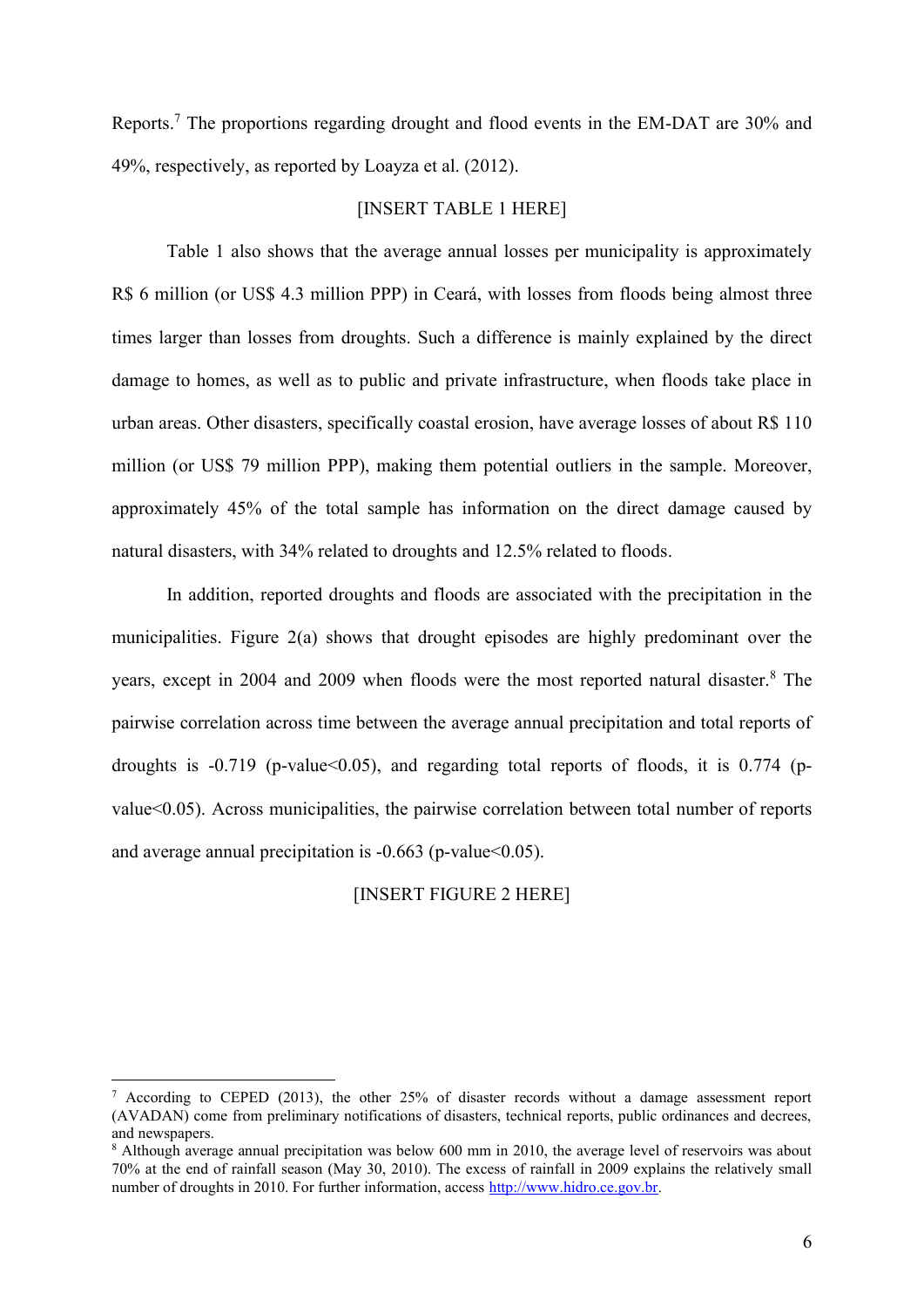Reports.[7] The proportions regarding drought and flood events in the EM-DAT are 30% and 49%, respectively, as reported by Loayza et al. (2012).

[INSERT TABLE 1 HERE]

Table 1 also shows that the average annual losses per municipality is approximately R$ 6 million (or US$ 4.3 million PPP) in Ceará, with losses from floods being almost three times larger than losses from droughts. Such a difference is mainly explained by the direct damage to homes, as well as to public and private infrastructure, when floods take place in urban areas. Other disasters, specifically coastal erosion, have average losses of about R$ 110 million (or US$ 79 million PPP), making them potential outliers in the sample. Moreover, approximately 45% of the total sample has information on the direct damage caused by natural disasters, with 34% related to droughts and 12.5% related to floods.

In addition, reported droughts and floods are associated with the precipitation in the municipalities. Figure 2(a) shows that drought episodes are highly predominant over the years, except in 2004 and 2009 when floods were the most reported natural disaster.[8] The pairwise correlation across time between the average annual precipitation and total reports of droughts is -0.719 ($p$-value<0.05), and regarding total reports of floods, it is 0.774 ($p$-value<0.05). Across municipalities, the pairwise correlation between total number of reports and average annual precipitation is -0.663 ($p$-value<0.05).

[INSERT FIGURE 2 HERE]

---

[7] According to CEPED (2013), the other 25% of disaster records without a damage assessment report (AVADAN) come from preliminary notifications of disasters, technical reports, public ordinances and decrees, and newspapers.

[8] Although average annual precipitation was below 600 mm in 2010, the average level of reservoirs was about 70% at the end of rainfall season (May 30, 2010). The excess of rainfall in 2009 explains the relatively small number of droughts in 2010. For further information, access http://www.hidro.ce.gov.br.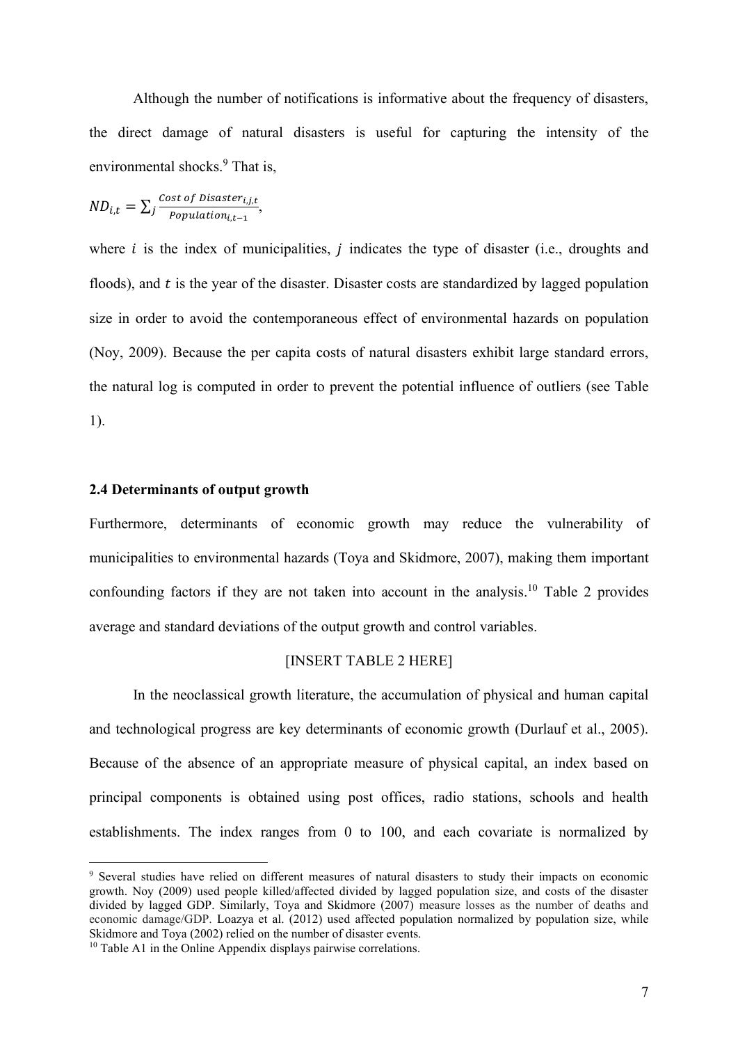Although the number of notifications is informative about the frequency of disasters, the direct damage of natural disasters is useful for capturing the intensity of the environmental shocks.[9] That is,

$$ND_{i,t} = \sum_j \frac{Cost\ of\ Disaster_{i,j,t}}{Population_{i,t-1}},$$

where $i$ is the index of municipalities, $j$ indicates the type of disaster (i.e., droughts and floods), and $t$ is the year of the disaster. Disaster costs are standardized by lagged population size in order to avoid the contemporaneous effect of environmental hazards on population (Noy, 2009). Because the per capita costs of natural disasters exhibit large standard errors, the natural log is computed in order to prevent the potential influence of outliers (see Table 1).

### 2.4 Determinants of output growth

Furthermore, determinants of economic growth may reduce the vulnerability of municipalities to environmental hazards (Toya and Skidmore, 2007), making them important confounding factors if they are not taken into account in the analysis.[10] Table 2 provides average and standard deviations of the output growth and control variables.

[INSERT TABLE 2 HERE]

In the neoclassical growth literature, the accumulation of physical and human capital and technological progress are key determinants of economic growth (Durlauf et al., 2005). Because of the absence of an appropriate measure of physical capital, an index based on principal components is obtained using post offices, radio stations, schools and health establishments. The index ranges from 0 to 100, and each covariate is normalized by

[9] Several studies have relied on different measures of natural disasters to study their impacts on economic growth. Noy (2009) used people killed/affected divided by lagged population size, and costs of the disaster divided by lagged GDP. Similarly, Toya and Skidmore (2007) measure losses as the number of deaths and economic damage/GDP. Loazya et al. (2012) used affected population normalized by population size, while Skidmore and Toya (2002) relied on the number of disaster events.

[10] Table A1 in the Online Appendix displays pairwise correlations.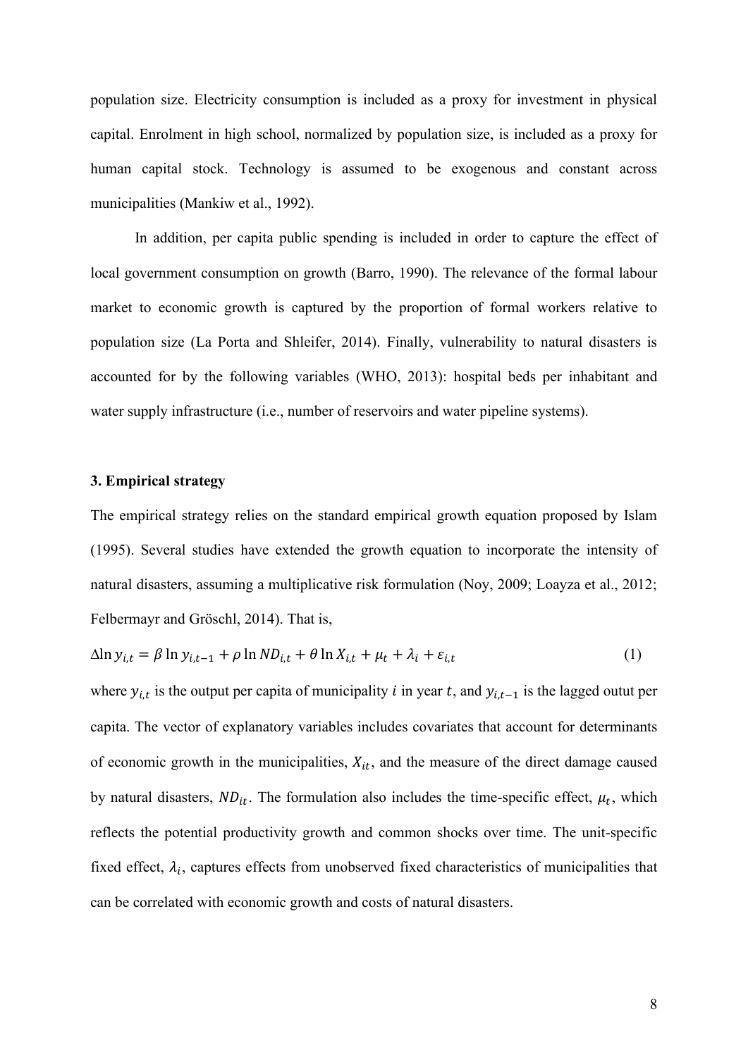population size. Electricity consumption is included as a proxy for investment in physical capital. Enrolment in high school, normalized by population size, is included as a proxy for human capital stock. Technology is assumed to be exogenous and constant across municipalities (Mankiw et al., 1992).

In addition, per capita public spending is included in order to capture the effect of local government consumption on growth (Barro, 1990). The relevance of the formal labour market to economic growth is captured by the proportion of formal workers relative to population size (La Porta and Shleifer, 2014). Finally, vulnerability to natural disasters is accounted for by the following variables (WHO, 2013): hospital beds per inhabitant and water supply infrastructure (i.e., number of reservoirs and water pipeline systems).

### 3. Empirical strategy

The empirical strategy relies on the standard empirical growth equation proposed by Islam (1995). Several studies have extended the growth equation to incorporate the intensity of natural disasters, assuming a multiplicative risk formulation (Noy, 2009; Loayza et al., 2012; Felbermayr and Gröschl, 2014). That is,

$$\Delta \ln y_{i,t} = \beta \ln y_{i,t-1} + \rho \ln ND_{i,t} + \theta \ln X_{i,t} + \mu_t + \lambda_i + \varepsilon_{i,t} \tag{1}$$

where $y_{i,t}$ is the output per capita of municipality $i$ in year $t$, and $y_{i,t-1}$ is the lagged outut per capita. The vector of explanatory variables includes covariates that account for determinants of economic growth in the municipalities, $X_{it}$, and the measure of the direct damage caused by natural disasters, $ND_{it}$. The formulation also includes the time-specific effect, $\mu_t$, which reflects the potential productivity growth and common shocks over time. The unit-specific fixed effect, $\lambda_i$, captures effects from unobserved fixed characteristics of municipalities that can be correlated with economic growth and costs of natural disasters.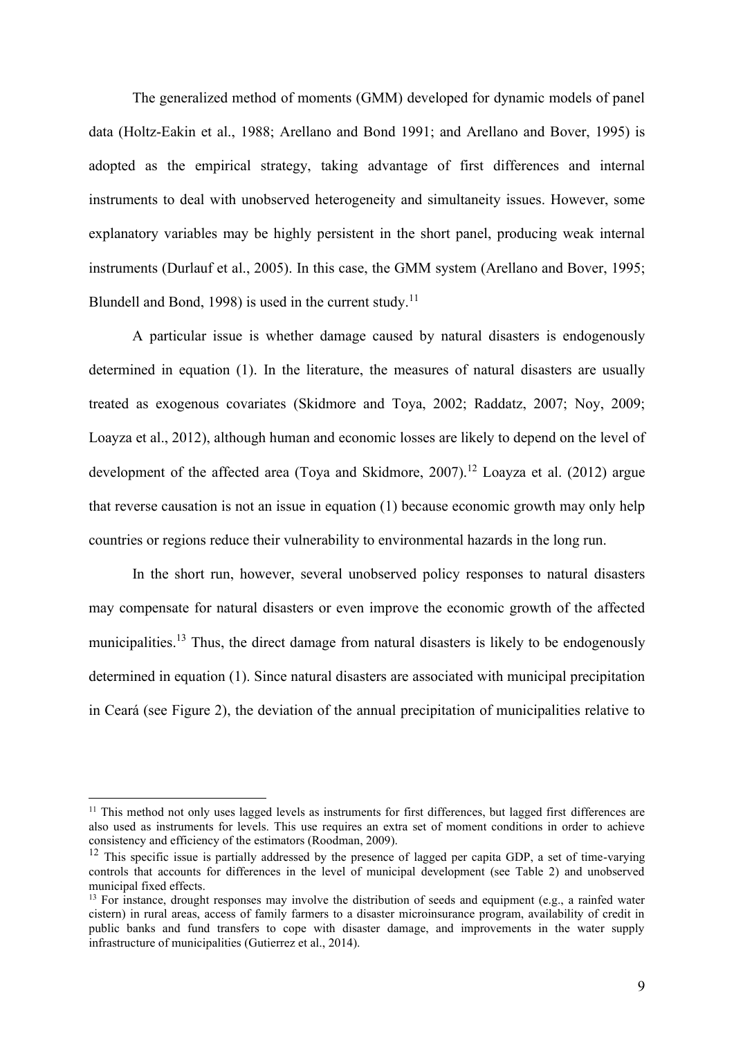The generalized method of moments (GMM) developed for dynamic models of panel data (Holtz-Eakin et al., 1988; Arellano and Bond 1991; and Arellano and Bover, 1995) is adopted as the empirical strategy, taking advantage of first differences and internal instruments to deal with unobserved heterogeneity and simultaneity issues. However, some explanatory variables may be highly persistent in the short panel, producing weak internal instruments (Durlauf et al., 2005). In this case, the GMM system (Arellano and Bover, 1995; Blundell and Bond, 1998) is used in the current study.[11]

A particular issue is whether damage caused by natural disasters is endogenously determined in equation (1). In the literature, the measures of natural disasters are usually treated as exogenous covariates (Skidmore and Toya, 2002; Raddatz, 2007; Noy, 2009; Loayza et al., 2012), although human and economic losses are likely to depend on the level of development of the affected area (Toya and Skidmore, 2007).[12] Loayza et al. (2012) argue that reverse causation is not an issue in equation (1) because economic growth may only help countries or regions reduce their vulnerability to environmental hazards in the long run.

In the short run, however, several unobserved policy responses to natural disasters may compensate for natural disasters or even improve the economic growth of the affected municipalities.[13] Thus, the direct damage from natural disasters is likely to be endogenously determined in equation (1). Since natural disasters are associated with municipal precipitation in Ceará (see Figure 2), the deviation of the annual precipitation of municipalities relative to

[11] This method not only uses lagged levels as instruments for first differences, but lagged first differences are also used as instruments for levels. This use requires an extra set of moment conditions in order to achieve consistency and efficiency of the estimators (Roodman, 2009).

[12] This specific issue is partially addressed by the presence of lagged per capita GDP, a set of time-varying controls that accounts for differences in the level of municipal development (see Table 2) and unobserved municipal fixed effects.

[13] For instance, drought responses may involve the distribution of seeds and equipment (e.g., a rainfed water cistern) in rural areas, access of family farmers to a disaster microinsurance program, availability of credit in public banks and fund transfers to cope with disaster damage, and improvements in the water supply infrastructure of municipalities (Gutierrez et al., 2014).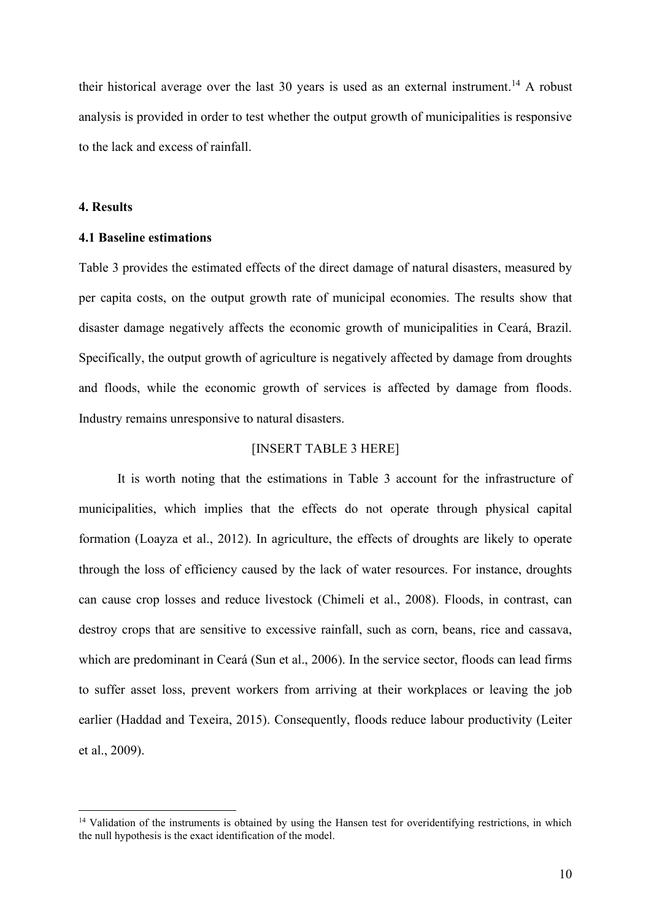their historical average over the last 30 years is used as an external instrument.[14] A robust analysis is provided in order to test whether the output growth of municipalities is responsive to the lack and excess of rainfall.

## 4. Results

### 4.1 Baseline estimations

Table 3 provides the estimated effects of the direct damage of natural disasters, measured by per capita costs, on the output growth rate of municipal economies. The results show that disaster damage negatively affects the economic growth of municipalities in Ceará, Brazil. Specifically, the output growth of agriculture is negatively affected by damage from droughts and floods, while the economic growth of services is affected by damage from floods. Industry remains unresponsive to natural disasters.

[INSERT TABLE 3 HERE]

It is worth noting that the estimations in Table 3 account for the infrastructure of municipalities, which implies that the effects do not operate through physical capital formation (Loayza et al., 2012). In agriculture, the effects of droughts are likely to operate through the loss of efficiency caused by the lack of water resources. For instance, droughts can cause crop losses and reduce livestock (Chimeli et al., 2008). Floods, in contrast, can destroy crops that are sensitive to excessive rainfall, such as corn, beans, rice and cassava, which are predominant in Ceará (Sun et al., 2006). In the service sector, floods can lead firms to suffer asset loss, prevent workers from arriving at their workplaces or leaving the job earlier (Haddad and Texeira, 2015). Consequently, floods reduce labour productivity (Leiter et al., 2009).

[14] Validation of the instruments is obtained by using the Hansen test for overidentifying restrictions, in which the null hypothesis is the exact identification of the model.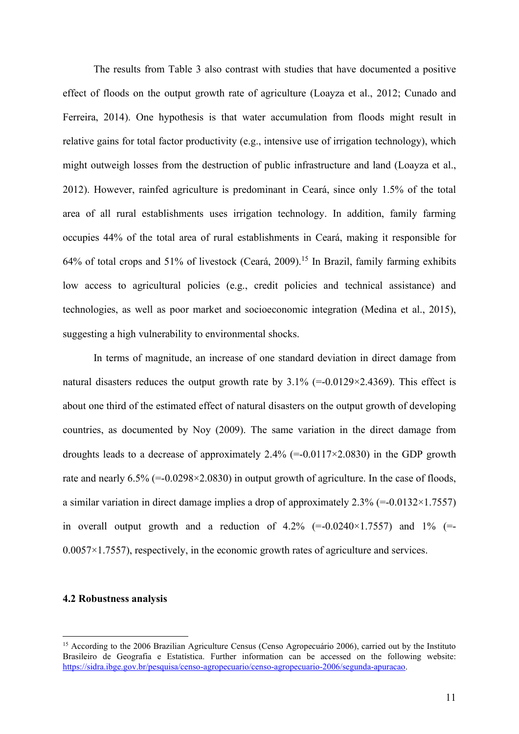The results from Table 3 also contrast with studies that have documented a positive effect of floods on the output growth rate of agriculture (Loayza et al., 2012; Cunado and Ferreira, 2014). One hypothesis is that water accumulation from floods might result in relative gains for total factor productivity (e.g., intensive use of irrigation technology), which might outweigh losses from the destruction of public infrastructure and land (Loayza et al., 2012). However, rainfed agriculture is predominant in Ceará, since only 1.5% of the total area of all rural establishments uses irrigation technology. In addition, family farming occupies 44% of the total area of rural establishments in Ceará, making it responsible for 64% of total crops and 51% of livestock (Ceará, 2009).[15] In Brazil, family farming exhibits low access to agricultural policies (e.g., credit policies and technical assistance) and technologies, as well as poor market and socioeconomic integration (Medina et al., 2015), suggesting a high vulnerability to environmental shocks.

In terms of magnitude, an increase of one standard deviation in direct damage from natural disasters reduces the output growth rate by 3.1% (=-0.0129×2.4369). This effect is about one third of the estimated effect of natural disasters on the output growth of developing countries, as documented by Noy (2009). The same variation in the direct damage from droughts leads to a decrease of approximately 2.4% (=-0.0117×2.0830) in the GDP growth rate and nearly 6.5% (=-0.0298×2.0830) in output growth of agriculture. In the case of floods, a similar variation in direct damage implies a drop of approximately 2.3% (=-0.0132×1.7557) in overall output growth and a reduction of 4.2% (=-0.0240×1.7557) and 1% (=-0.0057×1.7557), respectively, in the economic growth rates of agriculture and services.

### 4.2 Robustness analysis

[15] According to the 2006 Brazilian Agriculture Census (Censo Agropecuário 2006), carried out by the Instituto Brasileiro de Geografia e Estatística. Further information can be accessed on the following website: https://sidra.ibge.gov.br/pesquisa/censo-agropecuario/censo-agropecuario-2006/segunda-apuracao.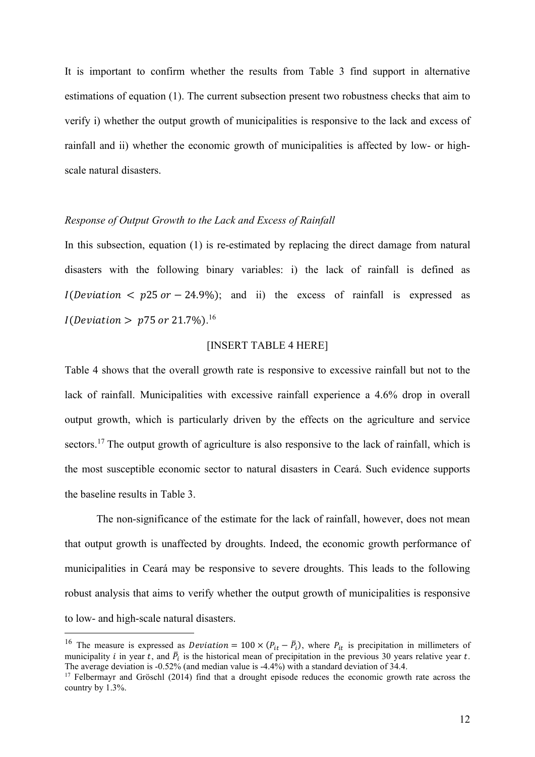It is important to confirm whether the results from Table 3 find support in alternative estimations of equation (1). The current subsection present two robustness checks that aim to verify i) whether the output growth of municipalities is responsive to the lack and excess of rainfall and ii) whether the economic growth of municipalities is affected by low- or high-scale natural disasters.

*Response of Output Growth to the Lack and Excess of Rainfall*

In this subsection, equation (1) is re-estimated by replacing the direct damage from natural disasters with the following binary variables: i) the lack of rainfall is defined as $I(Deviation < p25\ or -24.9\%)$; and ii) the excess of rainfall is expressed as $I(Deviation > \ p75\ or\ 21.7\%)$.[16]

[INSERT TABLE 4 HERE]

Table 4 shows that the overall growth rate is responsive to excessive rainfall but not to the lack of rainfall. Municipalities with excessive rainfall experience a 4.6% drop in overall output growth, which is particularly driven by the effects on the agriculture and service sectors.[17] The output growth of agriculture is also responsive to the lack of rainfall, which is the most susceptible economic sector to natural disasters in Ceará. Such evidence supports the baseline results in Table 3.

The non-significance of the estimate for the lack of rainfall, however, does not mean that output growth is unaffected by droughts. Indeed, the economic growth performance of municipalities in Ceará may be responsive to severe droughts. This leads to the following robust analysis that aims to verify whether the output growth of municipalities is responsive to low- and high-scale natural disasters.

---

[16] The measure is expressed as $Deviation = 100 \times (P_{it} - \bar{P}_i)$, where $P_{it}$ is precipitation in millimeters of municipality $i$ in year $t$, and $\bar{P}_i$ is the historical mean of precipitation in the previous 30 years relative year $t$. The average deviation is -0.52% (and median value is -4.4%) with a standard deviation of 34.4.

[17] Felbermayr and Gröschl (2014) find that a drought episode reduces the economic growth rate across the country by 1.3%.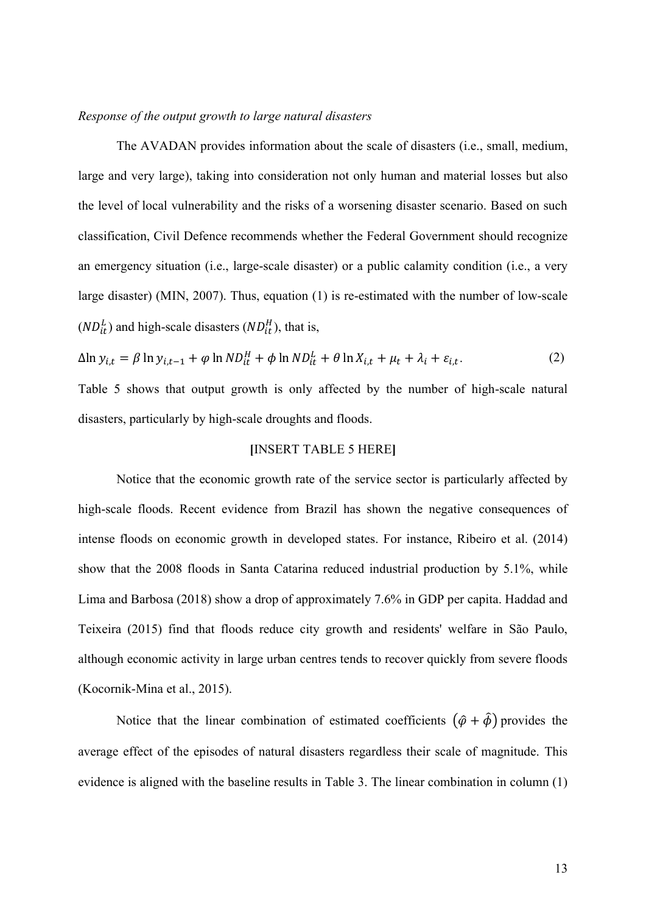*Response of the output growth to large natural disasters*

The AVADAN provides information about the scale of disasters (i.e., small, medium, large and very large), taking into consideration not only human and material losses but also the level of local vulnerability and the risks of a worsening disaster scenario. Based on such classification, Civil Defence recommends whether the Federal Government should recognize an emergency situation (i.e., large-scale disaster) or a public calamity condition (i.e., a very large disaster) (MIN, 2007). Thus, equation (1) is re-estimated with the number of low-scale ($ND_{it}^{L}$) and high-scale disasters ($ND_{it}^{H}$), that is,

$$\Delta \ln y_{i,t} = \beta \ln y_{i,t-1} + \varphi \ln ND_{it}^{H} + \phi \ln ND_{it}^{L} + \theta \ln X_{i,t} + \mu_t + \lambda_i + \varepsilon_{i,t}. \quad (2)$$

Table 5 shows that output growth is only affected by the number of high-scale natural disasters, particularly by high-scale droughts and floods.

**[**INSERT TABLE 5 HERE**]**

Notice that the economic growth rate of the service sector is particularly affected by high-scale floods. Recent evidence from Brazil has shown the negative consequences of intense floods on economic growth in developed states. For instance, Ribeiro et al. (2014) show that the 2008 floods in Santa Catarina reduced industrial production by 5.1%, while Lima and Barbosa (2018) show a drop of approximately 7.6% in GDP per capita. Haddad and Teixeira (2015) find that floods reduce city growth and residents' welfare in São Paulo, although economic activity in large urban centres tends to recover quickly from severe floods (Kocornik-Mina et al., 2015).

Notice that the linear combination of estimated coefficients $(\hat{\varphi} + \hat{\phi})$ provides the average effect of the episodes of natural disasters regardless their scale of magnitude. This evidence is aligned with the baseline results in Table 3. The linear combination in column (1)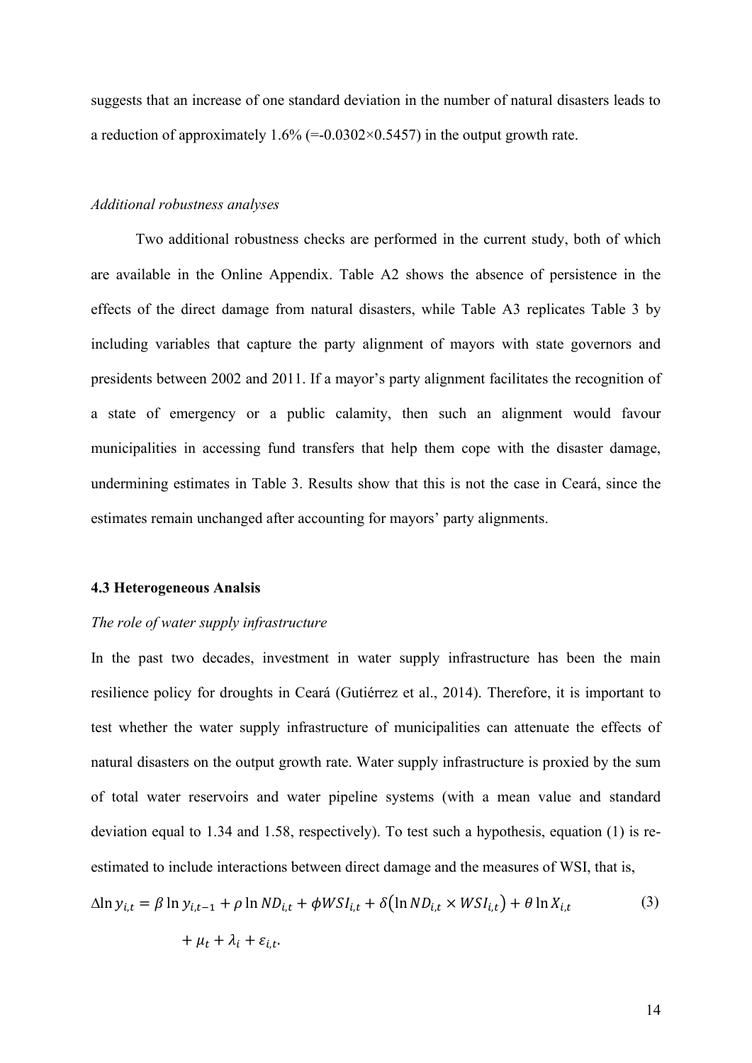suggests that an increase of one standard deviation in the number of natural disasters leads to a reduction of approximately 1.6% (=-0.0302×0.5457) in the output growth rate.

*Additional robustness analyses*

Two additional robustness checks are performed in the current study, both of which are available in the Online Appendix. Table A2 shows the absence of persistence in the effects of the direct damage from natural disasters, while Table A3 replicates Table 3 by including variables that capture the party alignment of mayors with state governors and presidents between 2002 and 2011. If a mayor's party alignment facilitates the recognition of a state of emergency or a public calamity, then such an alignment would favour municipalities in accessing fund transfers that help them cope with the disaster damage, undermining estimates in Table 3. Results show that this is not the case in Ceará, since the estimates remain unchanged after accounting for mayors' party alignments.

### 4.3 Heterogeneous Analsis

*The role of water supply infrastructure*

In the past two decades, investment in water supply infrastructure has been the main resilience policy for droughts in Ceará (Gutiérrez et al., 2014). Therefore, it is important to test whether the water supply infrastructure of municipalities can attenuate the effects of natural disasters on the output growth rate. Water supply infrastructure is proxied by the sum of total water reservoirs and water pipeline systems (with a mean value and standard deviation equal to 1.34 and 1.58, respectively). To test such a hypothesis, equation (1) is re-estimated to include interactions between direct damage and the measures of WSI, that is,

$$\Delta \ln y_{i,t} = \beta \ln y_{i,t-1} + \rho \ln ND_{i,t} + \phi WSI_{i,t} + \delta\left(\ln ND_{i,t} \times WSI_{i,t}\right) + \theta \ln X_{i,t} + \mu_t + \lambda_i + \varepsilon_{i,t}. \quad (3)$$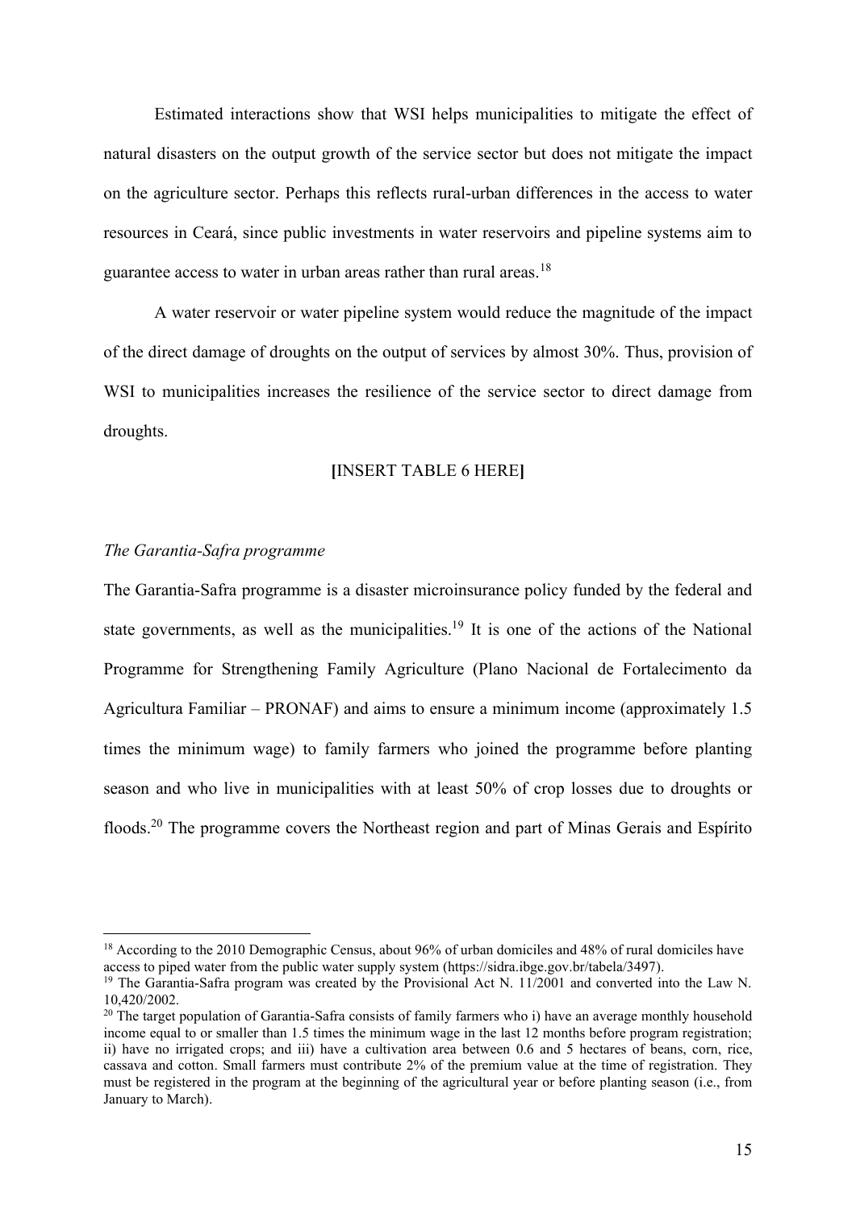Estimated interactions show that WSI helps municipalities to mitigate the effect of natural disasters on the output growth of the service sector but does not mitigate the impact on the agriculture sector. Perhaps this reflects rural-urban differences in the access to water resources in Ceará, since public investments in water reservoirs and pipeline systems aim to guarantee access to water in urban areas rather than rural areas.[18]

A water reservoir or water pipeline system would reduce the magnitude of the impact of the direct damage of droughts on the output of services by almost 30%. Thus, provision of WSI to municipalities increases the resilience of the service sector to direct damage from droughts.

**[**INSERT TABLE 6 HERE**]**

*The Garantia-Safra programme*

The Garantia-Safra programme is a disaster microinsurance policy funded by the federal and state governments, as well as the municipalities.[19] It is one of the actions of the National Programme for Strengthening Family Agriculture (Plano Nacional de Fortalecimento da Agricultura Familiar – PRONAF) and aims to ensure a minimum income (approximately 1.5 times the minimum wage) to family farmers who joined the programme before planting season and who live in municipalities with at least 50% of crop losses due to droughts or floods.[20] The programme covers the Northeast region and part of Minas Gerais and Espírito

---

[18] According to the 2010 Demographic Census, about 96% of urban domiciles and 48% of rural domiciles have access to piped water from the public water supply system (https://sidra.ibge.gov.br/tabela/3497).

[19] The Garantia-Safra program was created by the Provisional Act N. 11/2001 and converted into the Law N. 10,420/2002.

[20] The target population of Garantia-Safra consists of family farmers who i) have an average monthly household income equal to or smaller than 1.5 times the minimum wage in the last 12 months before program registration; ii) have no irrigated crops; and iii) have a cultivation area between 0.6 and 5 hectares of beans, corn, rice, cassava and cotton. Small farmers must contribute 2% of the premium value at the time of registration. They must be registered in the program at the beginning of the agricultural year or before planting season (i.e., from January to March).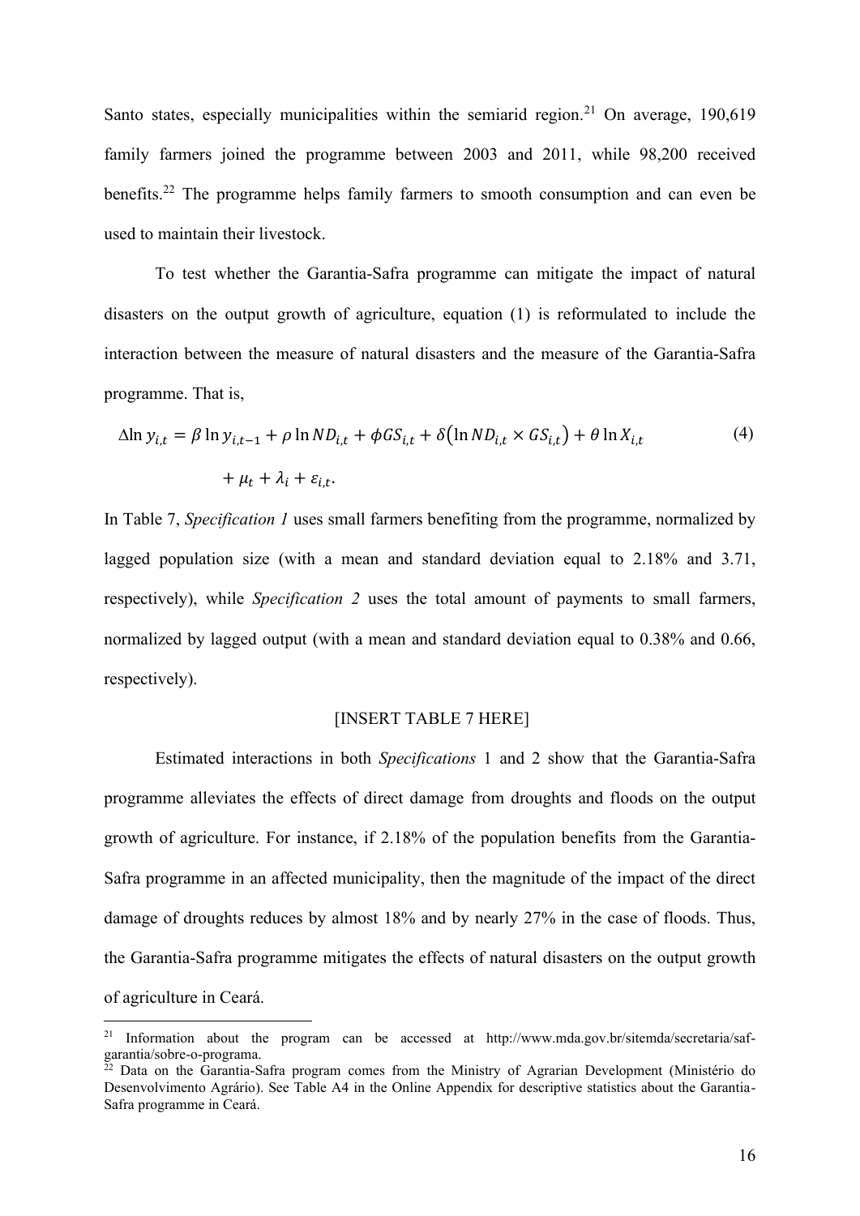Santo states, especially municipalities within the semiarid region.[21] On average, 190,619 family farmers joined the programme between 2003 and 2011, while 98,200 received benefits.[22] The programme helps family farmers to smooth consumption and can even be used to maintain their livestock.

To test whether the Garantia-Safra programme can mitigate the impact of natural disasters on the output growth of agriculture, equation (1) is reformulated to include the interaction between the measure of natural disasters and the measure of the Garantia-Safra programme. That is,

$$\Delta \ln y_{i,t} = \beta \ln y_{i,t-1} + \rho \ln ND_{i,t} + \phi GS_{i,t} + \delta\left(\ln ND_{i,t} \times GS_{i,t}\right) + \theta \ln X_{i,t} + \mu_t + \lambda_i + \varepsilon_{i,t}. \quad (4)$$

In Table 7, *Specification 1* uses small farmers benefiting from the programme, normalized by lagged population size (with a mean and standard deviation equal to 2.18% and 3.71, respectively), while *Specification 2* uses the total amount of payments to small farmers, normalized by lagged output (with a mean and standard deviation equal to 0.38% and 0.66, respectively).

[INSERT TABLE 7 HERE]

Estimated interactions in both *Specifications* 1 and 2 show that the Garantia-Safra programme alleviates the effects of direct damage from droughts and floods on the output growth of agriculture. For instance, if 2.18% of the population benefits from the Garantia-Safra programme in an affected municipality, then the magnitude of the impact of the direct damage of droughts reduces by almost 18% and by nearly 27% in the case of floods. Thus, the Garantia-Safra programme mitigates the effects of natural disasters on the output growth of agriculture in Ceará.

[21] Information about the program can be accessed at http://www.mda.gov.br/sitemda/secretaria/saf-garantia/sobre-o-programa.

[22] Data on the Garantia-Safra program comes from the Ministry of Agrarian Development (Ministério do Desenvolvimento Agrário). See Table A4 in the Online Appendix for descriptive statistics about the Garantia-Safra programme in Ceará.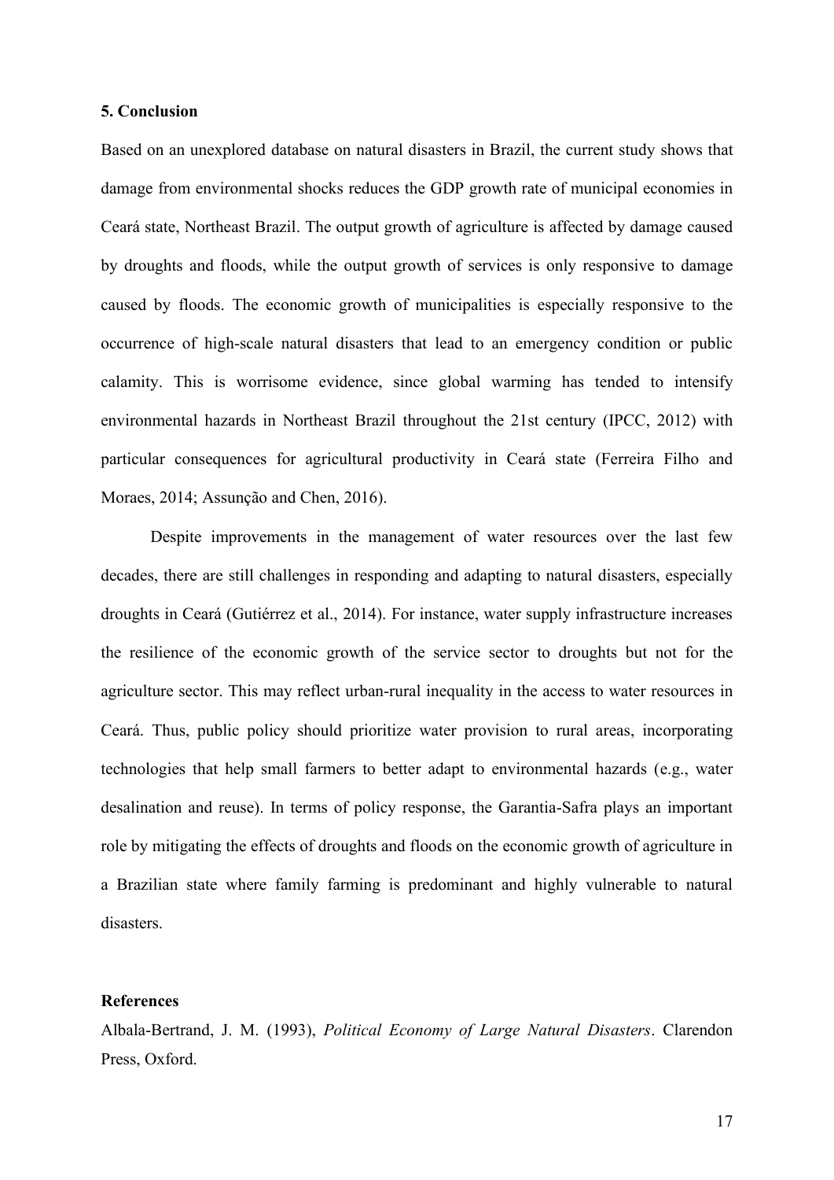## 5. Conclusion

Based on an unexplored database on natural disasters in Brazil, the current study shows that damage from environmental shocks reduces the GDP growth rate of municipal economies in Ceará state, Northeast Brazil. The output growth of agriculture is affected by damage caused by droughts and floods, while the output growth of services is only responsive to damage caused by floods. The economic growth of municipalities is especially responsive to the occurrence of high-scale natural disasters that lead to an emergency condition or public calamity. This is worrisome evidence, since global warming has tended to intensify environmental hazards in Northeast Brazil throughout the 21st century (IPCC, 2012) with particular consequences for agricultural productivity in Ceará state (Ferreira Filho and Moraes, 2014; Assunção and Chen, 2016).

Despite improvements in the management of water resources over the last few decades, there are still challenges in responding and adapting to natural disasters, especially droughts in Ceará (Gutiérrez et al., 2014). For instance, water supply infrastructure increases the resilience of the economic growth of the service sector to droughts but not for the agriculture sector. This may reflect urban-rural inequality in the access to water resources in Ceará. Thus, public policy should prioritize water provision to rural areas, incorporating technologies that help small farmers to better adapt to environmental hazards (e.g., water desalination and reuse). In terms of policy response, the Garantia-Safra plays an important role by mitigating the effects of droughts and floods on the economic growth of agriculture in a Brazilian state where family farming is predominant and highly vulnerable to natural disasters.

## References

Albala-Bertrand, J. M. (1993), *Political Economy of Large Natural Disasters*. Clarendon Press, Oxford.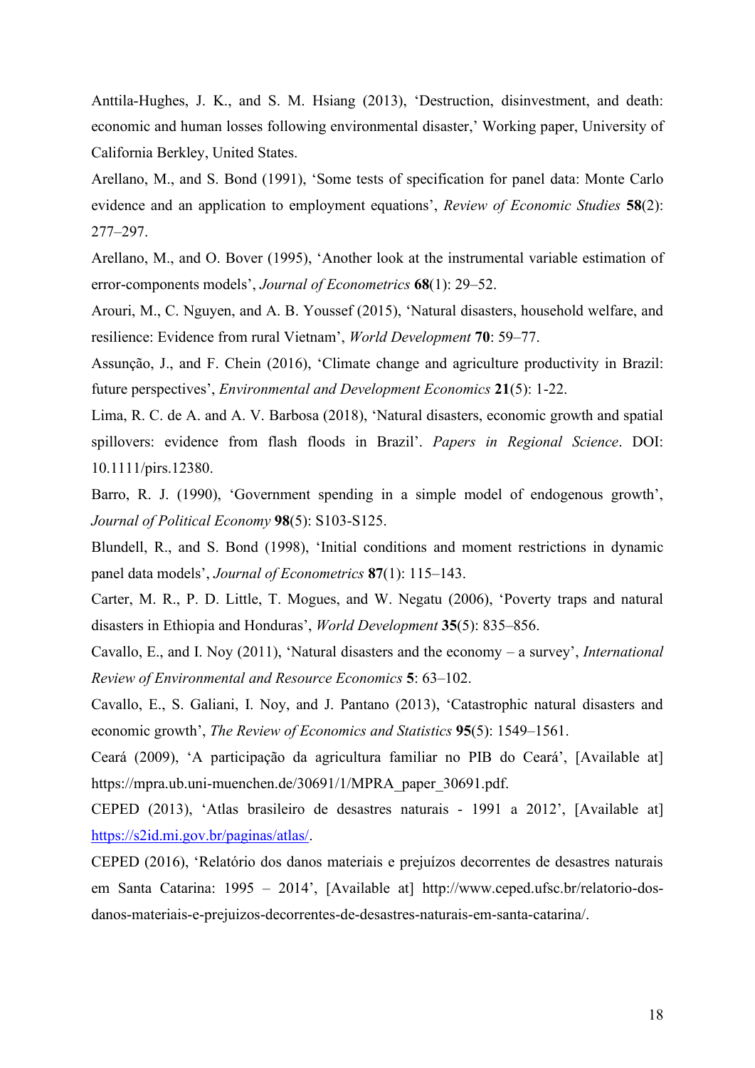Anttila-Hughes, J. K., and S. M. Hsiang (2013), 'Destruction, disinvestment, and death: economic and human losses following environmental disaster,' Working paper, University of California Berkley, United States.

Arellano, M., and S. Bond (1991), 'Some tests of specification for panel data: Monte Carlo evidence and an application to employment equations', *Review of Economic Studies* **58**(2): 277–297.

Arellano, M., and O. Bover (1995), 'Another look at the instrumental variable estimation of error-components models', *Journal of Econometrics* **68**(1): 29–52.

Arouri, M., C. Nguyen, and A. B. Youssef (2015), 'Natural disasters, household welfare, and resilience: Evidence from rural Vietnam', *World Development* **70**: 59–77.

Assunção, J., and F. Chein (2016), 'Climate change and agriculture productivity in Brazil: future perspectives', *Environmental and Development Economics* **21**(5): 1-22.

Lima, R. C. de A. and A. V. Barbosa (2018), 'Natural disasters, economic growth and spatial spillovers: evidence from flash floods in Brazil'. *Papers in Regional Science*. DOI: 10.1111/pirs.12380.

Barro, R. J. (1990), 'Government spending in a simple model of endogenous growth', *Journal of Political Economy* **98**(5): S103-S125.

Blundell, R., and S. Bond (1998), 'Initial conditions and moment restrictions in dynamic panel data models', *Journal of Econometrics* **87**(1): 115–143.

Carter, M. R., P. D. Little, T. Mogues, and W. Negatu (2006), 'Poverty traps and natural disasters in Ethiopia and Honduras', *World Development* **35**(5): 835–856.

Cavallo, E., and I. Noy (2011), 'Natural disasters and the economy – a survey', *International Review of Environmental and Resource Economics* **5**: 63–102.

Cavallo, E., S. Galiani, I. Noy, and J. Pantano (2013), 'Catastrophic natural disasters and economic growth', *The Review of Economics and Statistics* **95**(5): 1549–1561.

Ceará (2009), 'A participação da agricultura familiar no PIB do Ceará', [Available at] https://mpra.ub.uni-muenchen.de/30691/1/MPRA_paper_30691.pdf.

CEPED (2013), 'Atlas brasileiro de desastres naturais - 1991 a 2012', [Available at] https://s2id.mi.gov.br/paginas/atlas/.

CEPED (2016), 'Relatório dos danos materiais e prejuízos decorrentes de desastres naturais em Santa Catarina: 1995 – 2014', [Available at] http://www.ceped.ufsc.br/relatorio-dos-danos-materiais-e-prejuizos-decorrentes-de-desastres-naturais-em-santa-catarina/.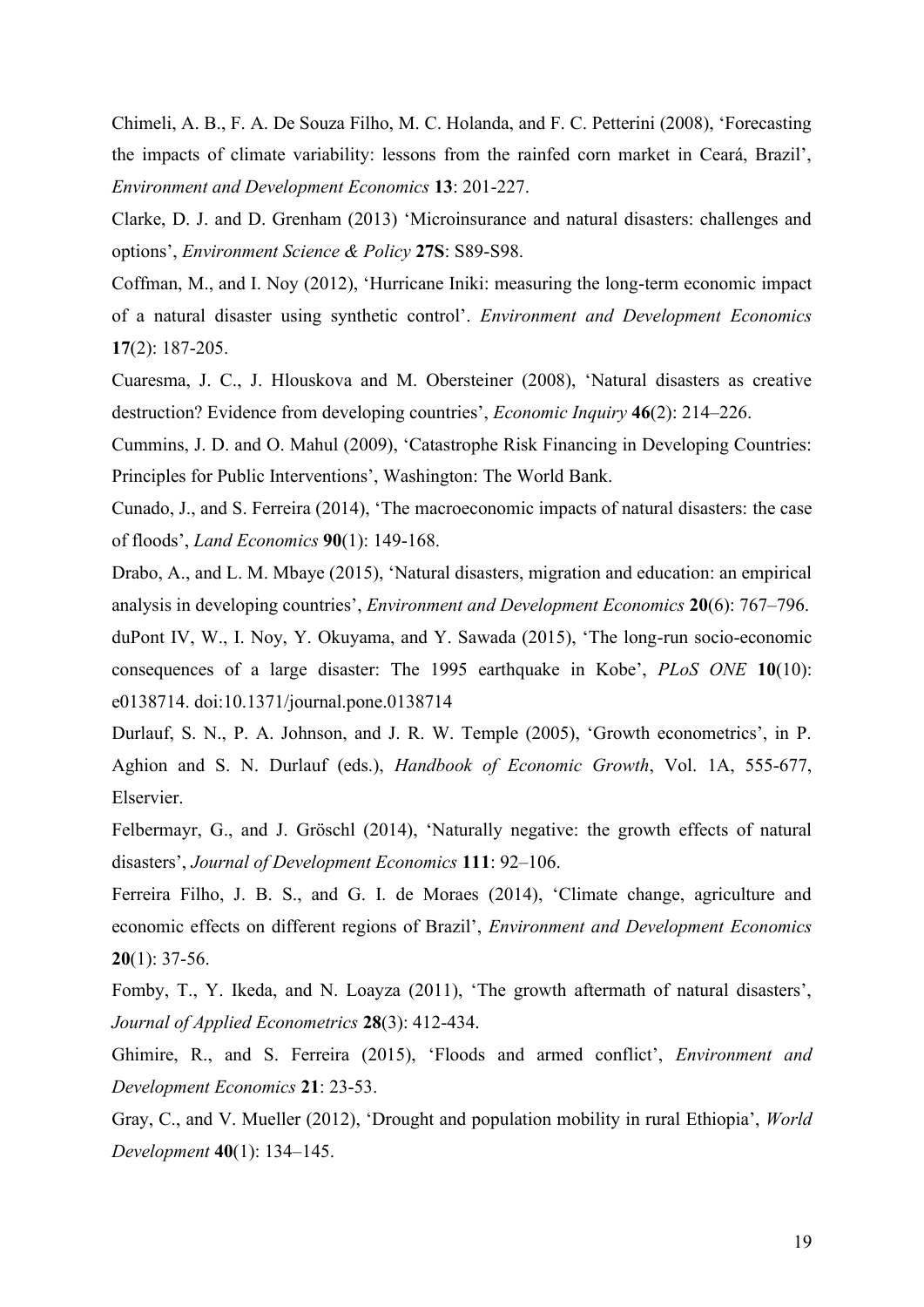Chimeli, A. B., F. A. De Souza Filho, M. C. Holanda, and F. C. Petterini (2008), 'Forecasting the impacts of climate variability: lessons from the rainfed corn market in Ceará, Brazil', *Environment and Development Economics* **13**: 201-227.

Clarke, D. J. and D. Grenham (2013) 'Microinsurance and natural disasters: challenges and options', *Environment Science & Policy* **27S**: S89-S98.

Coffman, M., and I. Noy (2012), 'Hurricane Iniki: measuring the long-term economic impact of a natural disaster using synthetic control'. *Environment and Development Economics* **17**(2): 187-205.

Cuaresma, J. C., J. Hlouskova and M. Obersteiner (2008), 'Natural disasters as creative destruction? Evidence from developing countries', *Economic Inquiry* **46**(2): 214–226.

Cummins, J. D. and O. Mahul (2009), 'Catastrophe Risk Financing in Developing Countries: Principles for Public Interventions', Washington: The World Bank.

Cunado, J., and S. Ferreira (2014), 'The macroeconomic impacts of natural disasters: the case of floods', *Land Economics* **90**(1): 149-168.

Drabo, A., and L. M. Mbaye (2015), 'Natural disasters, migration and education: an empirical analysis in developing countries', *Environment and Development Economics* **20**(6): 767–796.

duPont IV, W., I. Noy, Y. Okuyama, and Y. Sawada (2015), 'The long-run socio-economic consequences of a large disaster: The 1995 earthquake in Kobe', *PLoS ONE* **10**(10): e0138714. doi:10.1371/journal.pone.0138714

Durlauf, S. N., P. A. Johnson, and J. R. W. Temple (2005), 'Growth econometrics', in P. Aghion and S. N. Durlauf (eds.), *Handbook of Economic Growth*, Vol. 1A, 555-677, Elservier.

Felbermayr, G., and J. Gröschl (2014), 'Naturally negative: the growth effects of natural disasters', *Journal of Development Economics* **111**: 92–106.

Ferreira Filho, J. B. S., and G. I. de Moraes (2014), 'Climate change, agriculture and economic effects on different regions of Brazil', *Environment and Development Economics* **20**(1): 37-56.

Fomby, T., Y. Ikeda, and N. Loayza (2011), 'The growth aftermath of natural disasters', *Journal of Applied Econometrics* **28**(3): 412-434.

Ghimire, R., and S. Ferreira (2015), 'Floods and armed conflict', *Environment and Development Economics* **21**: 23-53.

Gray, C., and V. Mueller (2012), 'Drought and population mobility in rural Ethiopia', *World Development* **40**(1): 134–145.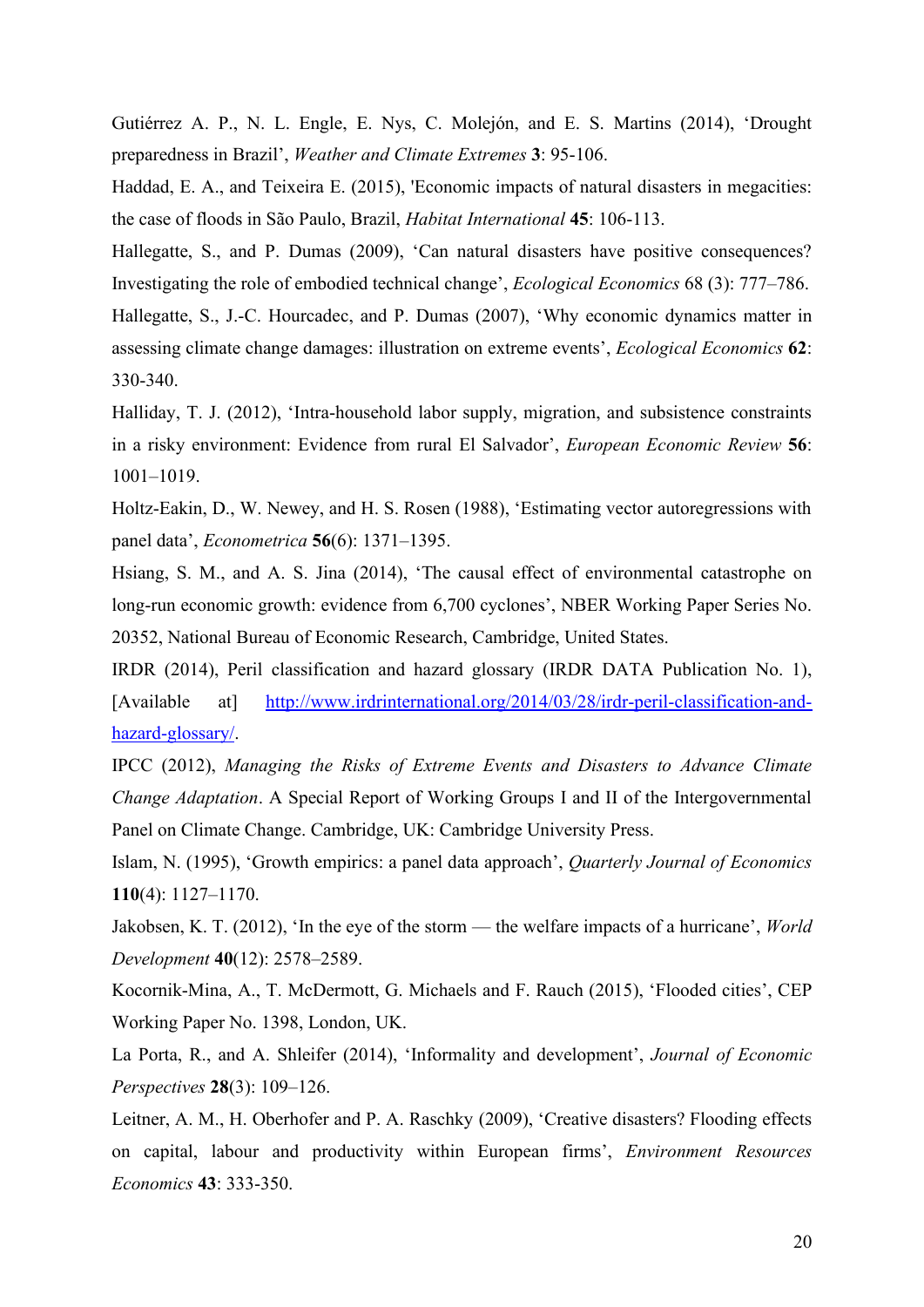Gutiérrez A. P., N. L. Engle, E. Nys, C. Molejón, and E. S. Martins (2014), 'Drought preparedness in Brazil', *Weather and Climate Extremes* **3**: 95-106.

Haddad, E. A., and Teixeira E. (2015), 'Economic impacts of natural disasters in megacities: the case of floods in São Paulo, Brazil, *Habitat International* **45**: 106-113.

Hallegatte, S., and P. Dumas (2009), 'Can natural disasters have positive consequences? Investigating the role of embodied technical change', *Ecological Economics* 68 (3): 777–786.

Hallegatte, S., J.-C. Hourcadec, and P. Dumas (2007), 'Why economic dynamics matter in assessing climate change damages: illustration on extreme events', *Ecological Economics* **62**: 330-340.

Halliday, T. J. (2012), 'Intra-household labor supply, migration, and subsistence constraints in a risky environment: Evidence from rural El Salvador', *European Economic Review* **56**: 1001–1019.

Holtz-Eakin, D., W. Newey, and H. S. Rosen (1988), 'Estimating vector autoregressions with panel data', *Econometrica* **56**(6): 1371–1395.

Hsiang, S. M., and A. S. Jina (2014), 'The causal effect of environmental catastrophe on long-run economic growth: evidence from 6,700 cyclones', NBER Working Paper Series No. 20352, National Bureau of Economic Research, Cambridge, United States.

IRDR (2014), Peril classification and hazard glossary (IRDR DATA Publication No. 1), [Available at] http://www.irdrinternational.org/2014/03/28/irdr-peril-classification-and-hazard-glossary/.

IPCC (2012), *Managing the Risks of Extreme Events and Disasters to Advance Climate Change Adaptation*. A Special Report of Working Groups I and II of the Intergovernmental Panel on Climate Change. Cambridge, UK: Cambridge University Press.

Islam, N. (1995), 'Growth empirics: a panel data approach', *Quarterly Journal of Economics* **110**(4): 1127–1170.

Jakobsen, K. T. (2012), 'In the eye of the storm — the welfare impacts of a hurricane', *World Development* **40**(12): 2578–2589.

Kocornik-Mina, A., T. McDermott, G. Michaels and F. Rauch (2015), 'Flooded cities', CEP Working Paper No. 1398, London, UK.

La Porta, R., and A. Shleifer (2014), 'Informality and development', *Journal of Economic Perspectives* **28**(3): 109–126.

Leitner, A. M., H. Oberhofer and P. A. Raschky (2009), 'Creative disasters? Flooding effects on capital, labour and productivity within European firms', *Environment Resources Economics* **43**: 333-350.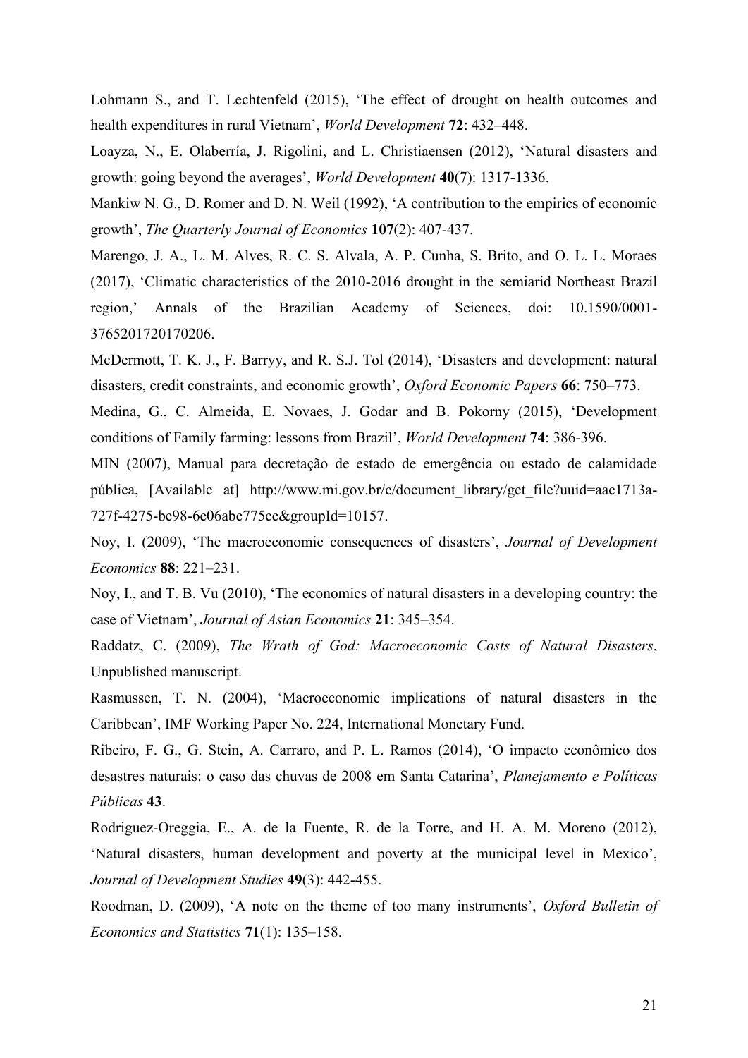Lohmann S., and T. Lechtenfeld (2015), 'The effect of drought on health outcomes and health expenditures in rural Vietnam', *World Development* **72**: 432–448.

Loayza, N., E. Olaberría, J. Rigolini, and L. Christiaensen (2012), 'Natural disasters and growth: going beyond the averages', *World Development* **40**(7): 1317-1336.

Mankiw N. G., D. Romer and D. N. Weil (1992), 'A contribution to the empirics of economic growth', *The Quarterly Journal of Economics* **107**(2): 407-437.

Marengo, J. A., L. M. Alves, R. C. S. Alvala, A. P. Cunha, S. Brito, and O. L. L. Moraes (2017), 'Climatic characteristics of the 2010-2016 drought in the semiarid Northeast Brazil region,' Annals of the Brazilian Academy of Sciences, doi: 10.1590/0001-3765201720170206.

McDermott, T. K. J., F. Barryy, and R. S.J. Tol (2014), 'Disasters and development: natural disasters, credit constraints, and economic growth', *Oxford Economic Papers* **66**: 750–773.

Medina, G., C. Almeida, E. Novaes, J. Godar and B. Pokorny (2015), 'Development conditions of Family farming: lessons from Brazil', *World Development* **74**: 386-396.

MIN (2007), Manual para decretação de estado de emergência ou estado de calamidade pública, [Available at] http://www.mi.gov.br/c/document_library/get_file?uuid=aac1713a-727f-4275-be98-6e06abc775cc&groupId=10157.

Noy, I. (2009), 'The macroeconomic consequences of disasters', *Journal of Development Economics* **88**: 221–231.

Noy, I., and T. B. Vu (2010), 'The economics of natural disasters in a developing country: the case of Vietnam', *Journal of Asian Economics* **21**: 345–354.

Raddatz, C. (2009), *The Wrath of God: Macroeconomic Costs of Natural Disasters*, Unpublished manuscript.

Rasmussen, T. N. (2004), 'Macroeconomic implications of natural disasters in the Caribbean', IMF Working Paper No. 224, International Monetary Fund.

Ribeiro, F. G., G. Stein, A. Carraro, and P. L. Ramos (2014), 'O impacto econômico dos desastres naturais: o caso das chuvas de 2008 em Santa Catarina', *Planejamento e Políticas Públicas* **43**.

Rodriguez-Oreggia, E., A. de la Fuente, R. de la Torre, and H. A. M. Moreno (2012), 'Natural disasters, human development and poverty at the municipal level in Mexico', *Journal of Development Studies* **49**(3): 442-455.

Roodman, D. (2009), 'A note on the theme of too many instruments', *Oxford Bulletin of Economics and Statistics* **71**(1): 135–158.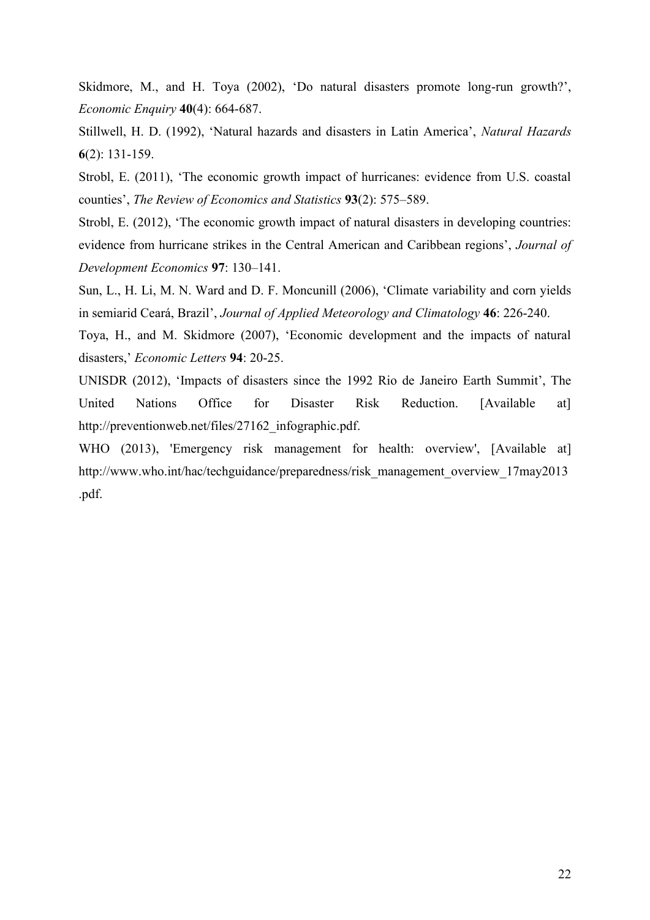Skidmore, M., and H. Toya (2002), 'Do natural disasters promote long-run growth?', *Economic Enquiry* **40**(4): 664-687.

Stillwell, H. D. (1992), 'Natural hazards and disasters in Latin America', *Natural Hazards* **6**(2): 131-159.

Strobl, E. (2011), 'The economic growth impact of hurricanes: evidence from U.S. coastal counties', *The Review of Economics and Statistics* **93**(2): 575–589.

Strobl, E. (2012), 'The economic growth impact of natural disasters in developing countries: evidence from hurricane strikes in the Central American and Caribbean regions', *Journal of Development Economics* **97**: 130–141.

Sun, L., H. Li, M. N. Ward and D. F. Moncunill (2006), 'Climate variability and corn yields in semiarid Ceará, Brazil', *Journal of Applied Meteorology and Climatology* **46**: 226-240.

Toya, H., and M. Skidmore (2007), 'Economic development and the impacts of natural disasters,' *Economic Letters* **94**: 20-25.

UNISDR (2012), 'Impacts of disasters since the 1992 Rio de Janeiro Earth Summit', The United Nations Office for Disaster Risk Reduction. [Available at] http://preventionweb.net/files/27162_infographic.pdf.

WHO (2013), 'Emergency risk management for health: overview', [Available at] http://www.who.int/hac/techguidance/preparedness/risk_management_overview_17may2013.pdf.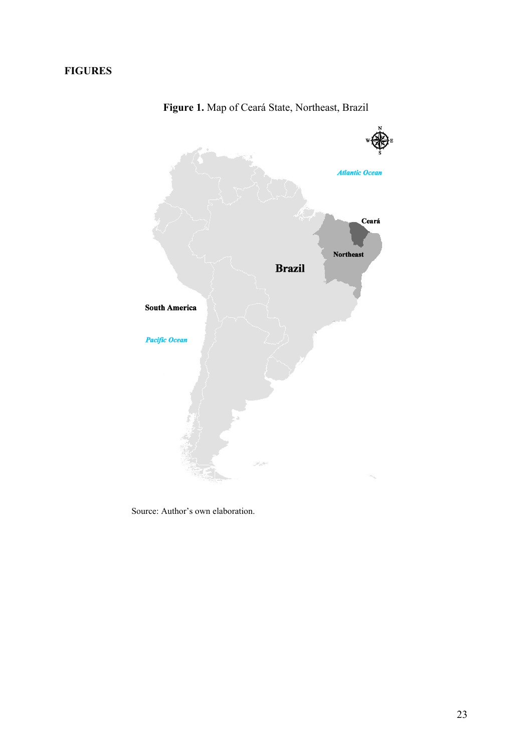**FIGURES**

**Figure 1.** Map of Ceará State, Northeast, Brazil

Source: Author's own elaboration.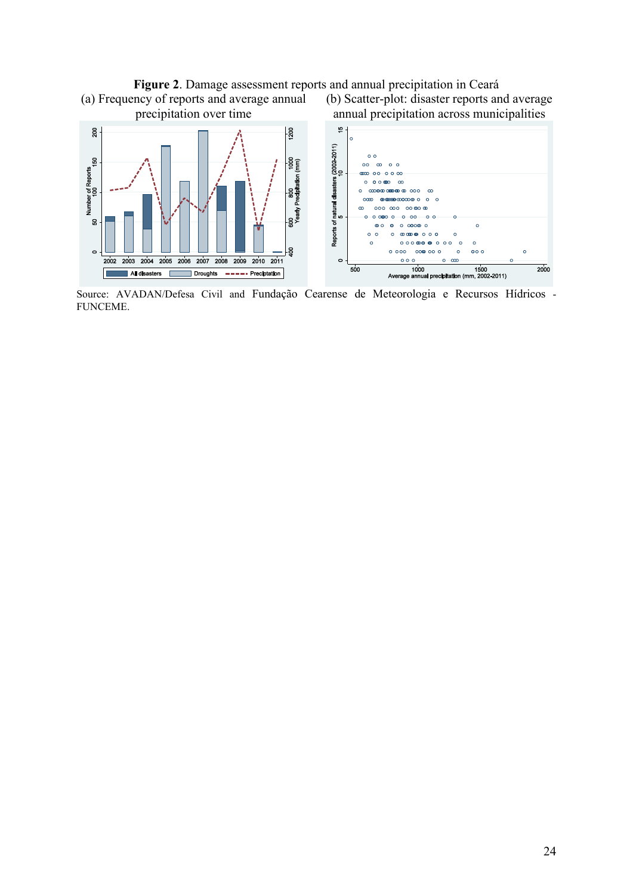**Figure 2**. Damage assessment reports and annual precipitation in Ceará

(a) Frequency of reports and average annual precipitation over time

(b) Scatter-plot: disaster reports and average annual precipitation across municipalities

Source: AVADAN/Defesa Civil and Fundação Cearense de Meteorologia e Recursos Hídricos - FUNCEME.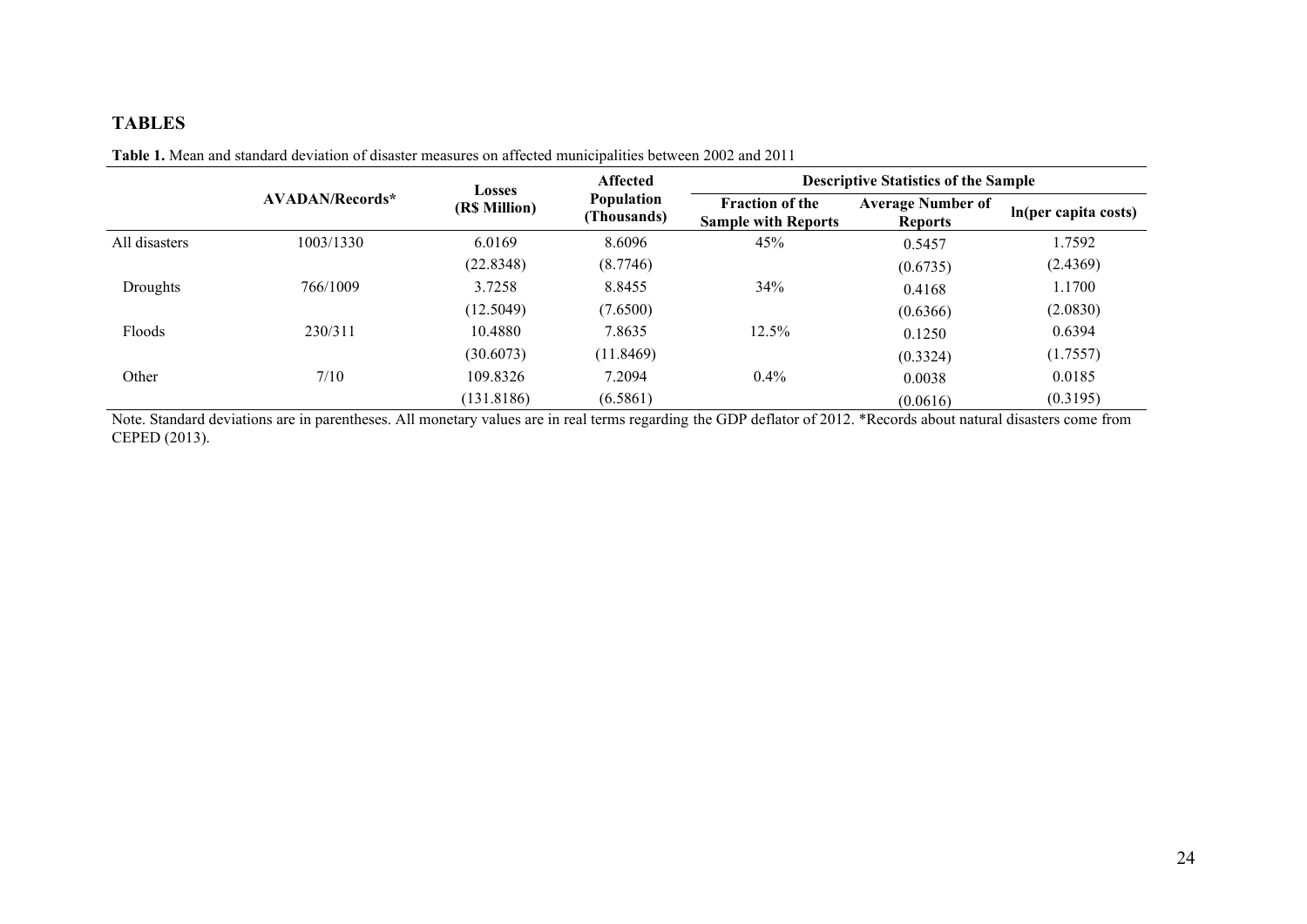## TABLES

**Table 1.** Mean and standard deviation of disaster measures on affected municipalities between 2002 and 2011

| | AVADAN/Records* | Losses (R$ Million) | Affected Population (Thousands) | Descriptive Statistics of the Sample | | |
|---|---|---|---|---|---|---|
| | | | | Fraction of the Sample with Reports | Average Number of Reports | ln(per capita costs) |
| All disasters | 1003/1330 | 6.0169 | 8.6096 | 45% | 0.5457 | 1.7592 |
| | | (22.8348) | (8.7746) | | (0.6735) | (2.4369) |
| Droughts | 766/1009 | 3.7258 | 8.8455 | 34% | 0.4168 | 1.1700 |
| | | (12.5049) | (7.6500) | | (0.6366) | (2.0830) |
| Floods | 230/311 | 10.4880 | 7.8635 | 12.5% | 0.1250 | 0.6394 |
| | | (30.6073) | (11.8469) | | (0.3324) | (1.7557) |
| Other | 7/10 | 109.8326 | 7.2094 | 0.4% | 0.0038 | 0.0185 |
| | | (131.8186) | (6.5861) | | (0.0616) | (0.3195) |

Note. Standard deviations are in parentheses. All monetary values are in real terms regarding the GDP deflator of 2012. *Records about natural disasters come from CEPED (2013).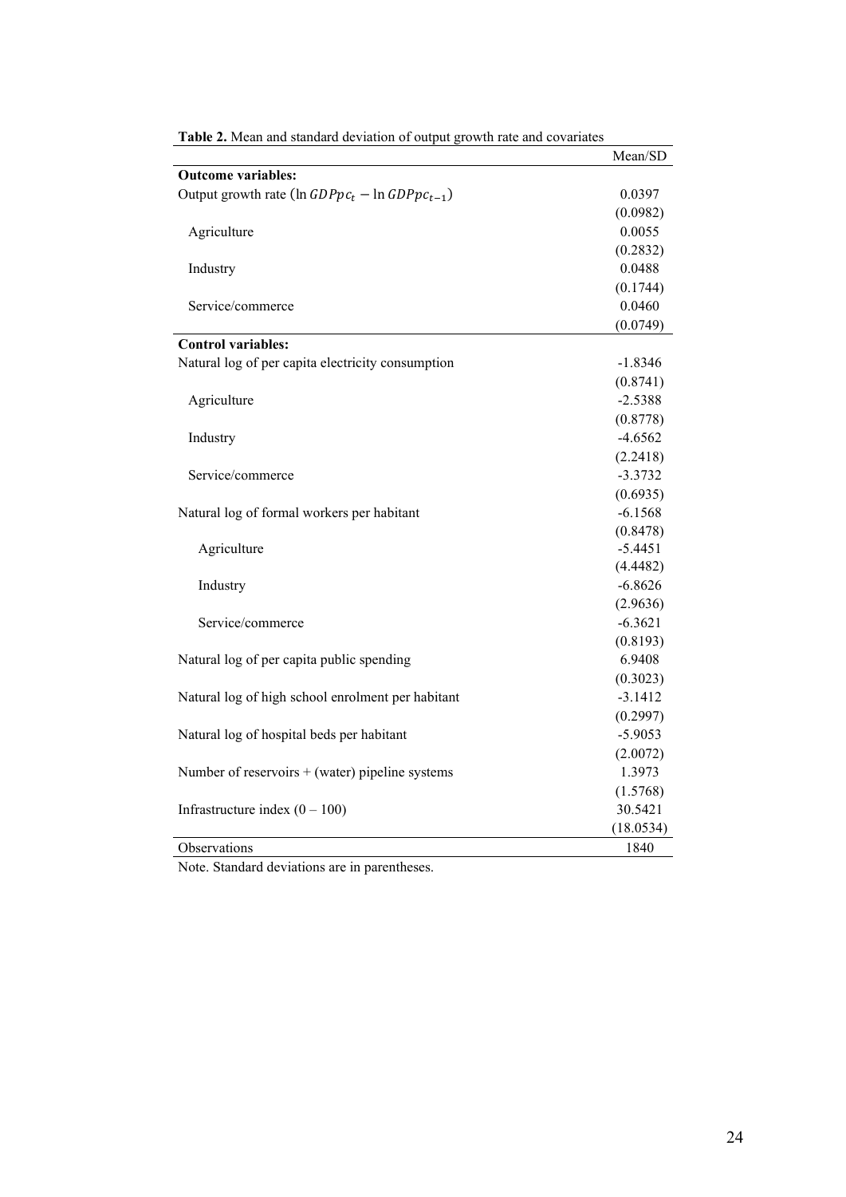**Table 2.** Mean and standard deviation of output growth rate and covariates

| | Mean/SD |
|---|---|
| **Outcome variables:** | |
| Output growth rate ($\ln GDPpc_t - \ln GDPpc_{t-1}$) | 0.0397 |
| | (0.0982) |
| Agriculture | 0.0055 |
| | (0.2832) |
| Industry | 0.0488 |
| | (0.1744) |
| Service/commerce | 0.0460 |
| | (0.0749) |
| **Control variables:** | |
| Natural log of per capita electricity consumption | -1.8346 |
| | (0.8741) |
| Agriculture | -2.5388 |
| | (0.8778) |
| Industry | -4.6562 |
| | (2.2418) |
| Service/commerce | -3.3732 |
| | (0.6935) |
| Natural log of formal workers per habitant | -6.1568 |
| | (0.8478) |
| Agriculture | -5.4451 |
| | (4.4482) |
| Industry | -6.8626 |
| | (2.9636) |
| Service/commerce | -6.3621 |
| | (0.8193) |
| Natural log of per capita public spending | 6.9408 |
| | (0.3023) |
| Natural log of high school enrolment per habitant | -3.1412 |
| | (0.2997) |
| Natural log of hospital beds per habitant | -5.9053 |
| | (2.0072) |
| Number of reservoirs + (water) pipeline systems | 1.3973 |
| | (1.5768) |
| Infrastructure index (0 – 100) | 30.5421 |
| | (18.0534) |
| Observations | 1840 |

Note. Standard deviations are in parentheses.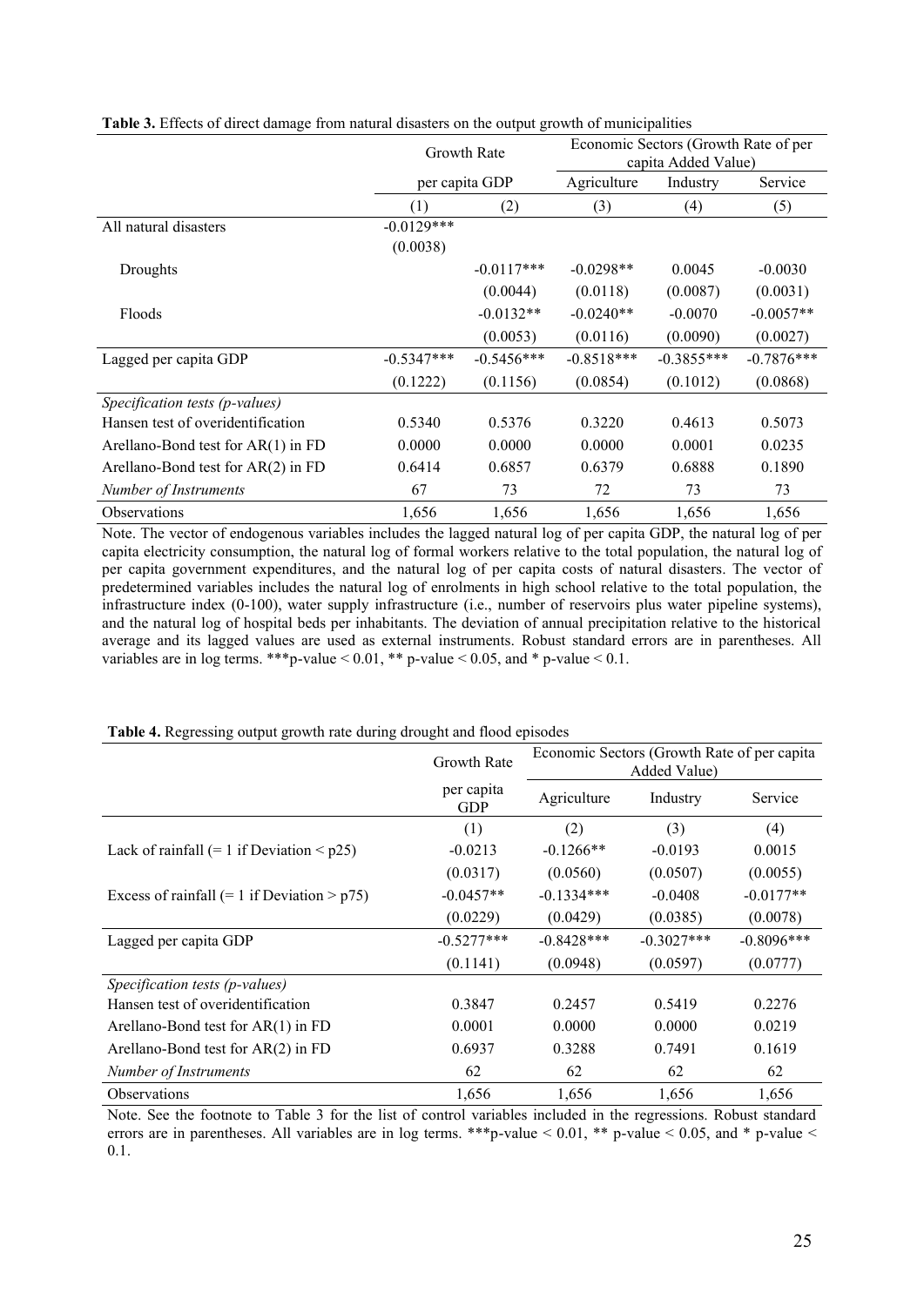**Table 3.** Effects of direct damage from natural disasters on the output growth of municipalities

| | Growth Rate | | Economic Sectors (Growth Rate of per capita Added Value) | | |
|---|---|---|---|---|---|
| | per capita GDP | | Agriculture | Industry | Service |
| | (1) | (2) | (3) | (4) | (5) |
| All natural disasters | -0.0129*** | | | | |
| | (0.0038) | | | | |
| Droughts | | -0.0117*** | -0.0298** | 0.0045 | -0.0030 |
| | | (0.0044) | (0.0118) | (0.0087) | (0.0031) |
| Floods | | -0.0132** | -0.0240** | -0.0070 | -0.0057** |
| | | (0.0053) | (0.0116) | (0.0090) | (0.0027) |
| Lagged per capita GDP | -0.5347*** | -0.5456*** | -0.8518*** | -0.3855*** | -0.7876*** |
| | (0.1222) | (0.1156) | (0.0854) | (0.1012) | (0.0868) |
| *Specification tests (p-values)* | | | | | |
| Hansen test of overidentification | 0.5340 | 0.5376 | 0.3220 | 0.4613 | 0.5073 |
| Arellano-Bond test for AR(1) in FD | 0.0000 | 0.0000 | 0.0000 | 0.0001 | 0.0235 |
| Arellano-Bond test for AR(2) in FD | 0.6414 | 0.6857 | 0.6379 | 0.6888 | 0.1890 |
| *Number of Instruments* | 67 | 73 | 72 | 73 | 73 |
| Observations | 1,656 | 1,656 | 1,656 | 1,656 | 1,656 |

Note. The vector of endogenous variables includes the lagged natural log of per capita GDP, the natural log of per capita electricity consumption, the natural log of formal workers relative to the total population, the natural log of per capita government expenditures, and the natural log of per capita costs of natural disasters. The vector of predetermined variables includes the natural log of enrolments in high school relative to the total population, the infrastructure index (0-100), water supply infrastructure (i.e., number of reservoirs plus water pipeline systems), and the natural log of hospital beds per inhabitants. The deviation of annual precipitation relative to the historical average and its lagged values are used as external instruments. Robust standard errors are in parentheses. All variables are in log terms. ***p-value < 0.01, ** p-value < 0.05, and * p-value < 0.1.

**Table 4.** Regressing output growth rate during drought and flood episodes

| | Growth Rate | Economic Sectors (Growth Rate of per capita Added Value) | | |
|---|---|---|---|---|
| | per capita GDP | Agriculture | Industry | Service |
| | (1) | (2) | (3) | (4) |
| Lack of rainfall (= 1 if Deviation < p25) | -0.0213 | -0.1266** | -0.0193 | 0.0015 |
| | (0.0317) | (0.0560) | (0.0507) | (0.0055) |
| Excess of rainfall (= 1 if Deviation > p75) | -0.0457** | -0.1334*** | -0.0408 | -0.0177** |
| | (0.0229) | (0.0429) | (0.0385) | (0.0078) |
| Lagged per capita GDP | -0.5277*** | -0.8428*** | -0.3027*** | -0.8096*** |
| | (0.1141) | (0.0948) | (0.0597) | (0.0777) |
| *Specification tests (p-values)* | | | | |
| Hansen test of overidentification | 0.3847 | 0.2457 | 0.5419 | 0.2276 |
| Arellano-Bond test for AR(1) in FD | 0.0001 | 0.0000 | 0.0000 | 0.0219 |
| Arellano-Bond test for AR(2) in FD | 0.6937 | 0.3288 | 0.7491 | 0.1619 |
| *Number of Instruments* | 62 | 62 | 62 | 62 |
| Observations | 1,656 | 1,656 | 1,656 | 1,656 |

Note. See the footnote to Table 3 for the list of control variables included in the regressions. Robust standard errors are in parentheses. All variables are in log terms. ***p-value < 0.01, ** p-value < 0.05, and * p-value < 0.1.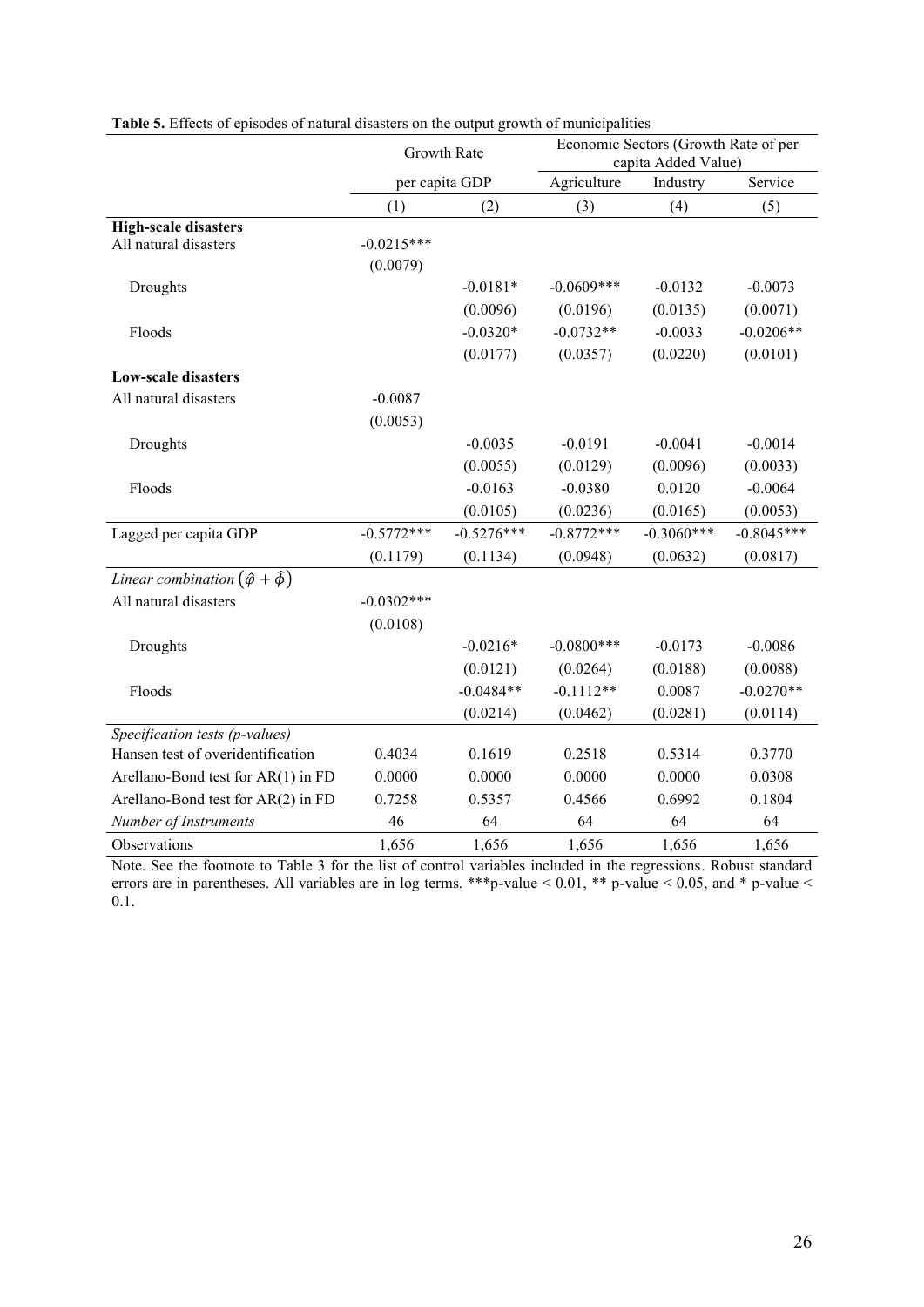**Table 5.** Effects of episodes of natural disasters on the output growth of municipalities

| | Growth Rate | | Economic Sectors (Growth Rate of per capita Added Value) | | |
|---|---|---|---|---|---|
| | per capita GDP | | Agriculture | Industry | Service |
| | (1) | (2) | (3) | (4) | (5) |
| **High-scale disasters** | | | | | |
| All natural disasters | -0.0215*** | | | | |
| | (0.0079) | | | | |
| Droughts | | -0.0181* | -0.0609*** | -0.0132 | -0.0073 |
| | | (0.0096) | (0.0196) | (0.0135) | (0.0071) |
| Floods | | -0.0320* | -0.0732** | -0.0033 | -0.0206** |
| | | (0.0177) | (0.0357) | (0.0220) | (0.0101) |
| **Low-scale disasters** | | | | | |
| All natural disasters | -0.0087 | | | | |
| | (0.0053) | | | | |
| Droughts | | -0.0035 | -0.0191 | -0.0041 | -0.0014 |
| | | (0.0055) | (0.0129) | (0.0096) | (0.0033) |
| Floods | | -0.0163 | -0.0380 | 0.0120 | -0.0064 |
| | | (0.0105) | (0.0236) | (0.0165) | (0.0053) |
| Lagged per capita GDP | -0.5772*** | -0.5276*** | -0.8772*** | -0.3060*** | -0.8045*** |
| | (0.1179) | (0.1134) | (0.0948) | (0.0632) | (0.0817) |
| *Linear combination* $(\hat{\varphi} + \hat{\phi})$ | | | | | |
| All natural disasters | -0.0302*** | | | | |
| | (0.0108) | | | | |
| Droughts | | -0.0216* | -0.0800*** | -0.0173 | -0.0086 |
| | | (0.0121) | (0.0264) | (0.0188) | (0.0088) |
| Floods | | -0.0484** | -0.1112** | 0.0087 | -0.0270** |
| | | (0.0214) | (0.0462) | (0.0281) | (0.0114) |
| *Specification tests (p-values)* | | | | | |
| Hansen test of overidentification | 0.4034 | 0.1619 | 0.2518 | 0.5314 | 0.3770 |
| Arellano-Bond test for AR(1) in FD | 0.0000 | 0.0000 | 0.0000 | 0.0000 | 0.0308 |
| Arellano-Bond test for AR(2) in FD | 0.7258 | 0.5357 | 0.4566 | 0.6992 | 0.1804 |
| *Number of Instruments* | 46 | 64 | 64 | 64 | 64 |
| Observations | 1,656 | 1,656 | 1,656 | 1,656 | 1,656 |

Note. See the footnote to Table 3 for the list of control variables included in the regressions. Robust standard errors are in parentheses. All variables are in log terms. ***p-value < 0.01, ** p-value < 0.05, and * p-value < 0.1.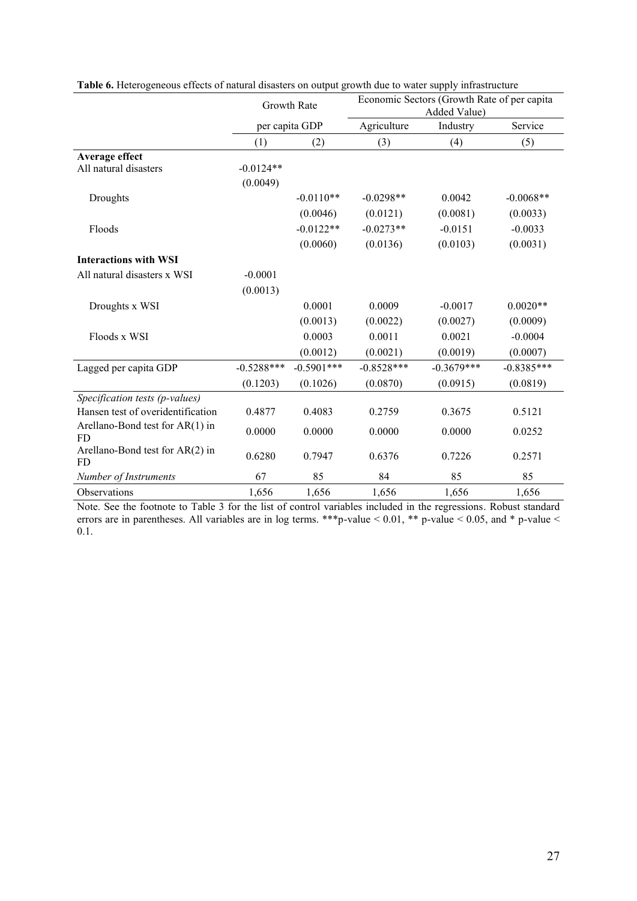**Table 6.** Heterogeneous effects of natural disasters on output growth due to water supply infrastructure

| | Growth Rate | | Economic Sectors (Growth Rate of per capita Added Value) | | |
|---|---|---|---|---|---|
| | per capita GDP | | Agriculture | Industry | Service |
| | (1) | (2) | (3) | (4) | (5) |
| **Average effect** | | | | | |
| All natural disasters | -0.0124** | | | | |
| | (0.0049) | | | | |
| Droughts | | -0.0110** | -0.0298** | 0.0042 | -0.0068** |
| | | (0.0046) | (0.0121) | (0.0081) | (0.0033) |
| Floods | | -0.0122** | -0.0273** | -0.0151 | -0.0033 |
| | | (0.0060) | (0.0136) | (0.0103) | (0.0031) |
| **Interactions with WSI** | | | | | |
| All natural disasters x WSI | -0.0001 | | | | |
| | (0.0013) | | | | |
| Droughts x WSI | | 0.0001 | 0.0009 | -0.0017 | 0.0020** |
| | | (0.0013) | (0.0022) | (0.0027) | (0.0009) |
| Floods x WSI | | 0.0003 | 0.0011 | 0.0021 | -0.0004 |
| | | (0.0012) | (0.0021) | (0.0019) | (0.0007) |
| Lagged per capita GDP | -0.5288*** | -0.5901*** | -0.8528*** | -0.3679*** | -0.8385*** |
| | (0.1203) | (0.1026) | (0.0870) | (0.0915) | (0.0819) |
| *Specification tests (p-values)* | | | | | |
| Hansen test of overidentification | 0.4877 | 0.4083 | 0.2759 | 0.3675 | 0.5121 |
| Arellano-Bond test for AR(1) in FD | 0.0000 | 0.0000 | 0.0000 | 0.0000 | 0.0252 |
| Arellano-Bond test for AR(2) in FD | 0.6280 | 0.7947 | 0.6376 | 0.7226 | 0.2571 |
| *Number of Instruments* | 67 | 85 | 84 | 85 | 85 |
| Observations | 1,656 | 1,656 | 1,656 | 1,656 | 1,656 |

Note. See the footnote to Table 3 for the list of control variables included in the regressions. Robust standard errors are in parentheses. All variables are in log terms. ***p-value < 0.01, ** p-value < 0.05, and * p-value < 0.1.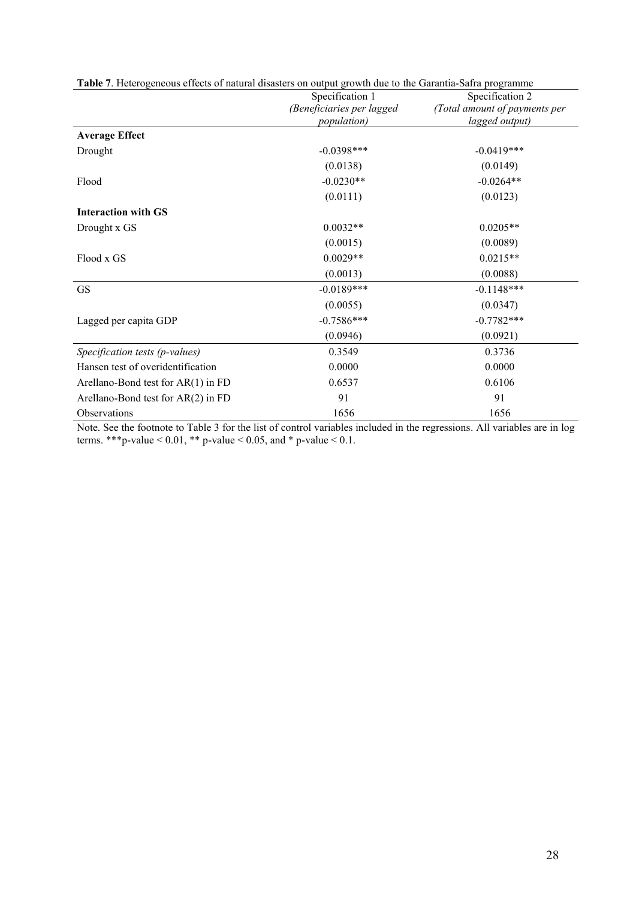**Table 7**. Heterogeneous effects of natural disasters on output growth due to the Garantia-Safra programme

| | Specification 1 *(Beneficiaries per lagged population)* | Specification 2 *(Total amount of payments per lagged output)* |
|---|---|---|
| **Average Effect** | | |
| Drought | -0.0398*** | -0.0419*** |
| | (0.0138) | (0.0149) |
| Flood | -0.0230** | -0.0264** |
| | (0.0111) | (0.0123) |
| **Interaction with GS** | | |
| Drought x GS | 0.0032** | 0.0205** |
| | (0.0015) | (0.0089) |
| Flood x GS | 0.0029** | 0.0215** |
| | (0.0013) | (0.0088) |
| GS | -0.0189*** | -0.1148*** |
| | (0.0055) | (0.0347) |
| Lagged per capita GDP | -0.7586*** | -0.7782*** |
| | (0.0946) | (0.0921) |
| *Specification tests (p-values)* | 0.3549 | 0.3736 |
| Hansen test of overidentification | 0.0000 | 0.0000 |
| Arellano-Bond test for AR(1) in FD | 0.6537 | 0.6106 |
| Arellano-Bond test for AR(2) in FD | 91 | 91 |
| Observations | 1656 | 1656 |

Note. See the footnote to Table 3 for the list of control variables included in the regressions. All variables are in log terms. ***p-value < 0.01, ** p-value < 0.05, and * p-value < 0.1.